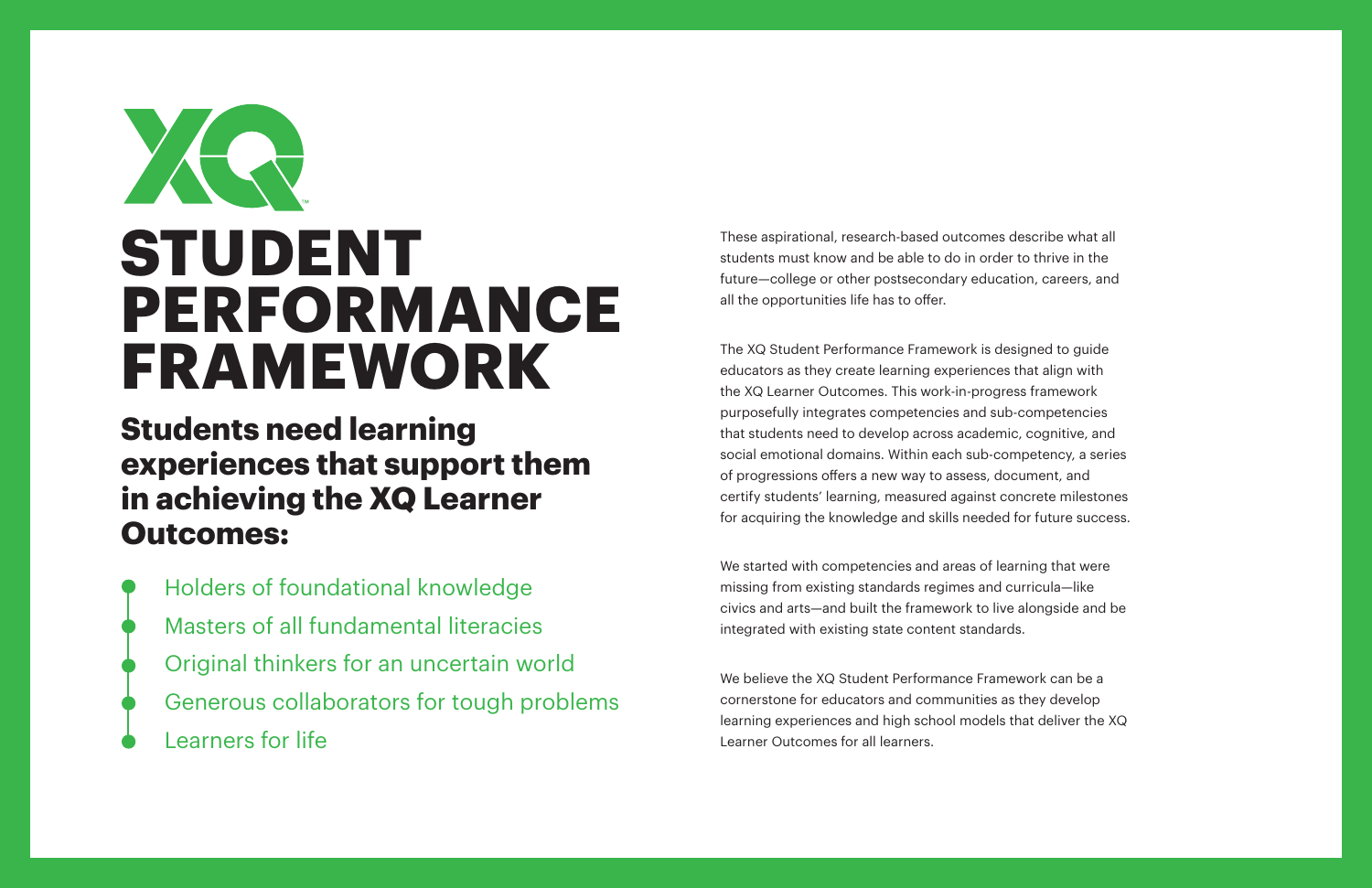# STUDENT PERFORMANCE FRAMEWORK

## Students need learning experiences that support them in achieving the XQ Learner Outcomes:

- Holders of foundational knowledge
- Masters of all fundamental literacies
- Original thinkers for an uncertain world
- Generous collaborators for tough problems
- Learners for life

These aspirational, research-based outcomes describe what all students must know and be able to do in order to thrive in the future—college or other postsecondary education, careers, and all the opportunities life has to offer.

The XQ Student Performance Framework is designed to guide educators as they create learning experiences that align with the XQ Learner Outcomes. This work-in-progress framework purposefully integrates competencies and sub-competencies that students need to develop across academic, cognitive, and social emotional domains. Within each sub-competency, a series of progressions offers a new way to assess, document, and certify students' learning, measured against concrete milestones for acquiring the knowledge and skills needed for future success.

We started with competencies and areas of learning that were missing from existing standards regimes and curricula—like civics and arts—and built the framework to live alongside and be integrated with existing state content standards.

We believe the XQ Student Performance Framework can be a cornerstone for educators and communities as they develop learning experiences and high school models that deliver the XQ Learner Outcomes for all learners.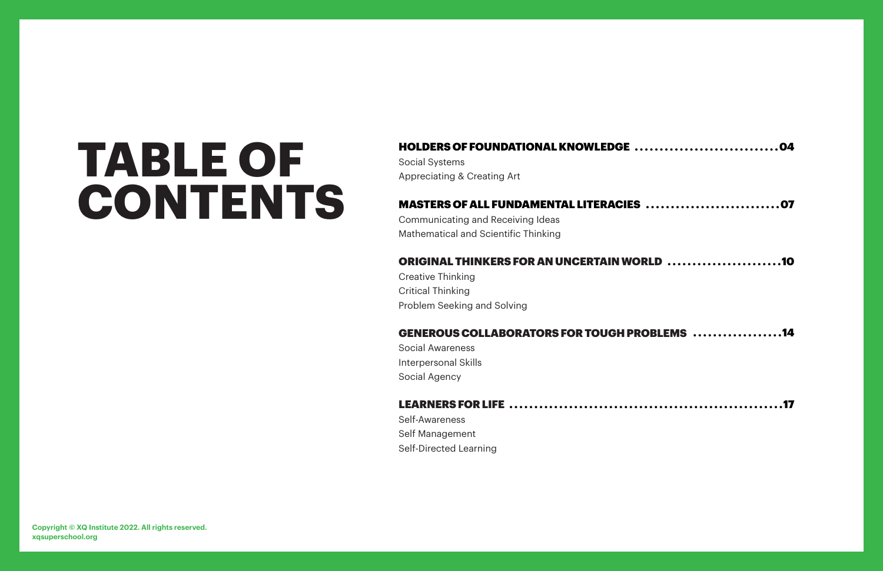# TABLE OF CONTENTS

**HOLDERS OF FOUNDATIONAL KNOWLEDGE** .............................. **04**

Social Systems
Appreciating & Creating Art

**MASTERS OF ALL FUNDAMENTAL LITERACIES** ............................ **07**

Communicating and Receiving Ideas
Mathematical and Scientific Thinking

**ORIGINAL THINKERS FOR AN UNCERTAIN WORLD** ........................ **10**

Creative Thinking
Critical Thinking
Problem Seeking and Solving

**GENEROUS COLLABORATORS FOR TOUGH PROBLEMS** .................. **14**

Social Awareness
Interpersonal Skills
Social Agency

**LEARNERS FOR LIFE** ....................................................... **17**

Self-Awareness
Self Management
Self-Directed Learning

**Copyright © XQ Institute 2022. All rights reserved.**
**xqsuperschool.org**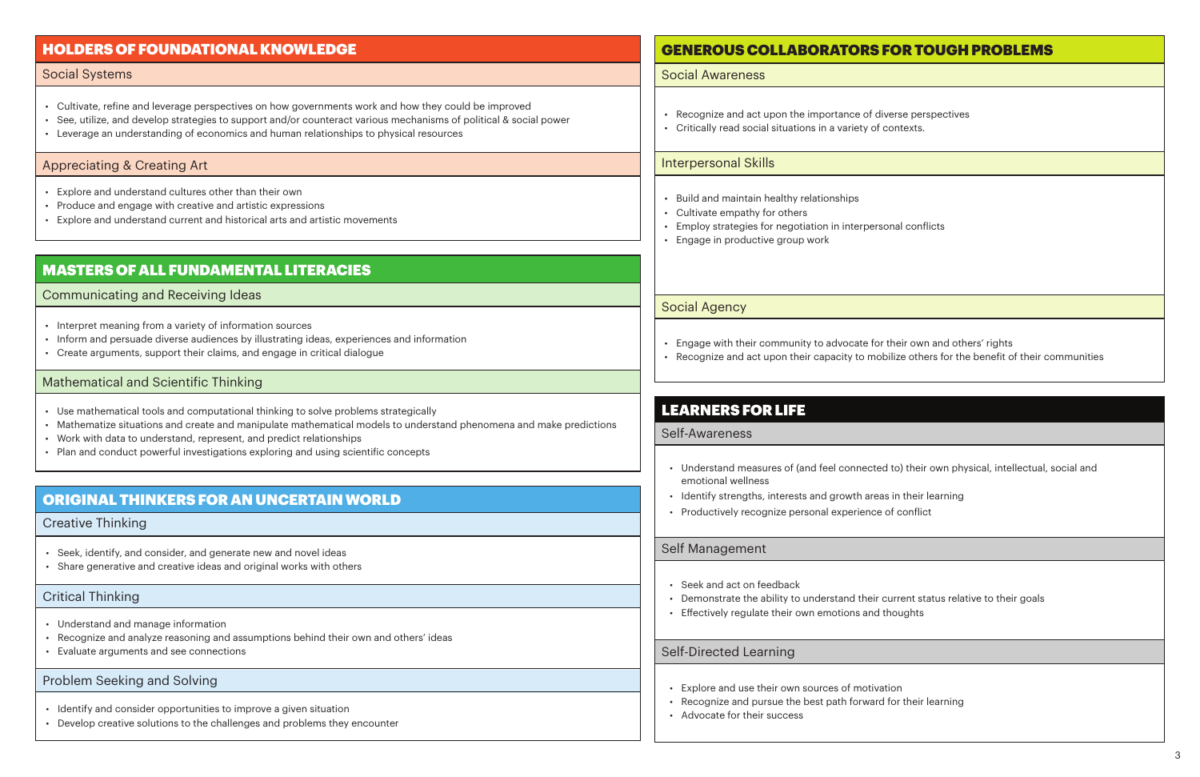## HOLDERS OF FOUNDATIONAL KNOWLEDGE

### Social Systems

- Cultivate, refine and leverage perspectives on how governments work and how they could be improved
- See, utilize, and develop strategies to support and/or counteract various mechanisms of political & social power
- Leverage an understanding of economics and human relationships to physical resources

### Appreciating & Creating Art

- Explore and understand cultures other than their own
- Produce and engage with creative and artistic expressions
- Explore and understand current and historical arts and artistic movements

## MASTERS OF ALL FUNDAMENTAL LITERACIES

### Communicating and Receiving Ideas

- Interpret meaning from a variety of information sources
- Inform and persuade diverse audiences by illustrating ideas, experiences and information
- Create arguments, support their claims, and engage in critical dialogue

### Mathematical and Scientific Thinking

- Use mathematical tools and computational thinking to solve problems strategically
- Mathematize situations and create and manipulate mathematical models to understand phenomena and make predictions
- Work with data to understand, represent, and predict relationships
- Plan and conduct powerful investigations exploring and using scientific concepts

## ORIGINAL THINKERS FOR AN UNCERTAIN WORLD

### Creative Thinking

- Seek, identify, and consider, and generate new and novel ideas
- Share generative and creative ideas and original works with others

### Critical Thinking

- Understand and manage information
- Recognize and analyze reasoning and assumptions behind their own and others' ideas
- Evaluate arguments and see connections

### Problem Seeking and Solving

- Identify and consider opportunities to improve a given situation
- Develop creative solutions to the challenges and problems they encounter

## GENEROUS COLLABORATORS FOR TOUGH PROBLEMS

### Social Awareness

- Recognize and act upon the importance of diverse perspectives
- Critically read social situations in a variety of contexts.

### Interpersonal Skills

- Build and maintain healthy relationships
- Cultivate empathy for others
- Employ strategies for negotiation in interpersonal conflicts
- Engage in productive group work

### Social Agency

- Engage with their community to advocate for their own and others' rights
- Recognize and act upon their capacity to mobilize others for the benefit of their communities

## LEARNERS FOR LIFE

### Self-Awareness

- Understand measures of (and feel connected to) their own physical, intellectual, social and emotional wellness
- Identify strengths, interests and growth areas in their learning
- Productively recognize personal experience of conflict

### Self Management

- Seek and act on feedback
- Demonstrate the ability to understand their current status relative to their goals
- Effectively regulate their own emotions and thoughts

### Self-Directed Learning

- Explore and use their own sources of motivation
- Recognize and pursue the best path forward for their learning
- Advocate for their success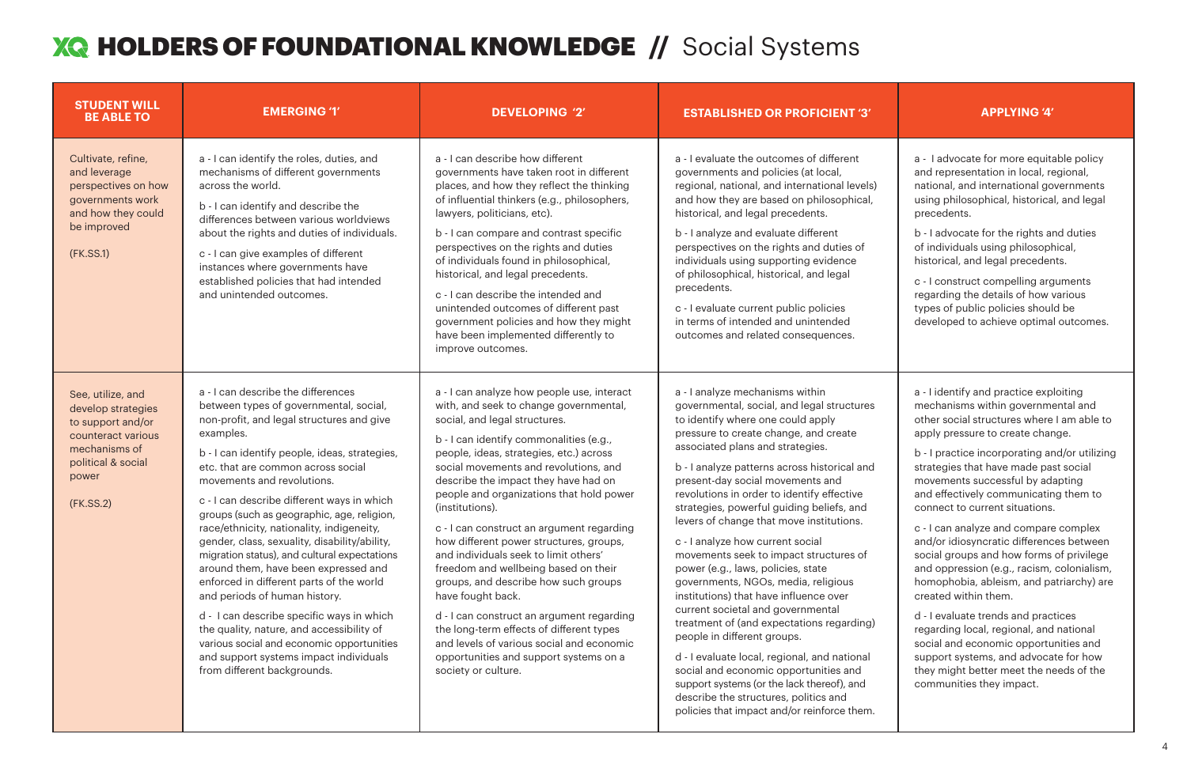# XQ HOLDERS OF FOUNDATIONAL KNOWLEDGE // Social Systems

| STUDENT WILL BE ABLE TO | EMERGING '1' | DEVELOPING '2' | ESTABLISHED OR PROFICIENT '3' | APPLYING '4' |
|---|---|---|---|---|
| Cultivate, refine, and leverage perspectives on how governments work and how they could be improved<br><br>(FK.SS.1) | a - I can identify the roles, duties, and mechanisms of different governments across the world.<br><br>b - I can identify and describe the differences between various worldviews about the rights and duties of individuals.<br><br>c - I can give examples of different instances where governments have established policies that had intended and unintended outcomes. | a - I can describe how different governments have taken root in different places, and how they reflect the thinking of influential thinkers (e.g., philosophers, lawyers, politicians, etc).<br><br>b - I can compare and contrast specific perspectives on the rights and duties of individuals found in philosophical, historical, and legal precedents.<br><br>c - I can describe the intended and unintended outcomes of different past government policies and how they might have been implemented differently to improve outcomes. | a - I evaluate the outcomes of different governments and policies (at local, regional, national, and international levels) and how they are based on philosophical, historical, and legal precedents.<br><br>b - I analyze and evaluate different perspectives on the rights and duties of individuals using supporting evidence of philosophical, historical, and legal precedents.<br><br>c - I evaluate current public policies in terms of intended and unintended outcomes and related consequences. | a - I advocate for more equitable policy and representation in local, regional, national, and international governments using philosophical, historical, and legal precedents.<br><br>b - I advocate for the rights and duties of individuals using philosophical, historical, and legal precedents.<br><br>c - I construct compelling arguments regarding the details of how various types of public policies should be developed to achieve optimal outcomes. |
| See, utilize, and develop strategies to support and/or counteract various mechanisms of political & social power<br><br>(FK.SS.2) | a - I can describe the differences between types of governmental, social, non-profit, and legal structures and give examples.<br><br>b - I can identify people, ideas, strategies, etc. that are common across social movements and revolutions.<br><br>c - I can describe different ways in which groups (such as geographic, age, religion, race/ethnicity, nationality, indigeneity, gender, class, sexuality, disability/ability, migration status), and cultural expectations around them, have been expressed and enforced in different parts of the world and periods of human history.<br><br>d - I can describe specific ways in which the quality, nature, and accessibility of various social and economic opportunities and support systems impact individuals from different backgrounds. | a - I can analyze how people use, interact with, and seek to change governmental, social, and legal structures.<br><br>b - I can identify commonalities (e.g., people, ideas, strategies, etc.) across social movements and revolutions, and describe the impact they have had on people and organizations that hold power (institutions).<br><br>c - I can construct an argument regarding how different power structures, groups, and individuals seek to limit others' freedom and wellbeing based on their groups, and describe how such groups have fought back.<br><br>d - I can construct an argument regarding the long-term effects of different types and levels of various social and economic opportunities and support systems on a society or culture. | a - I analyze mechanisms within governmental, social, and legal structures to identify where one could apply pressure to create change, and create associated plans and strategies.<br><br>b - I analyze patterns across historical and present-day social movements and revolutions in order to identify effective strategies, powerful guiding beliefs, and levers of change that move institutions.<br><br>c - I analyze how current social movements seek to impact structures of power (e.g., laws, policies, state governments, NGOs, media, religious institutions) that have influence over current societal and governmental treatment of (and expectations regarding) people in different groups.<br><br>d - I evaluate local, regional, and national social and economic opportunities and support systems (or the lack thereof), and describe the structures, politics and policies that impact and/or reinforce them. | a - I identify and practice exploiting mechanisms within governmental and other social structures where I am able to apply pressure to create change.<br><br>b - I practice incorporating and/or utilizing strategies that have made past social movements successful by adapting and effectively communicating them to connect to current situations.<br><br>c - I can analyze and compare complex and/or idiosyncratic differences between social groups and how forms of privilege and oppression (e.g., racism, colonialism, homophobia, ableism, and patriarchy) are created within them.<br><br>d - I evaluate trends and practices regarding local, regional, and national social and economic opportunities and support systems, and advocate for how they might better meet the needs of the communities they impact. |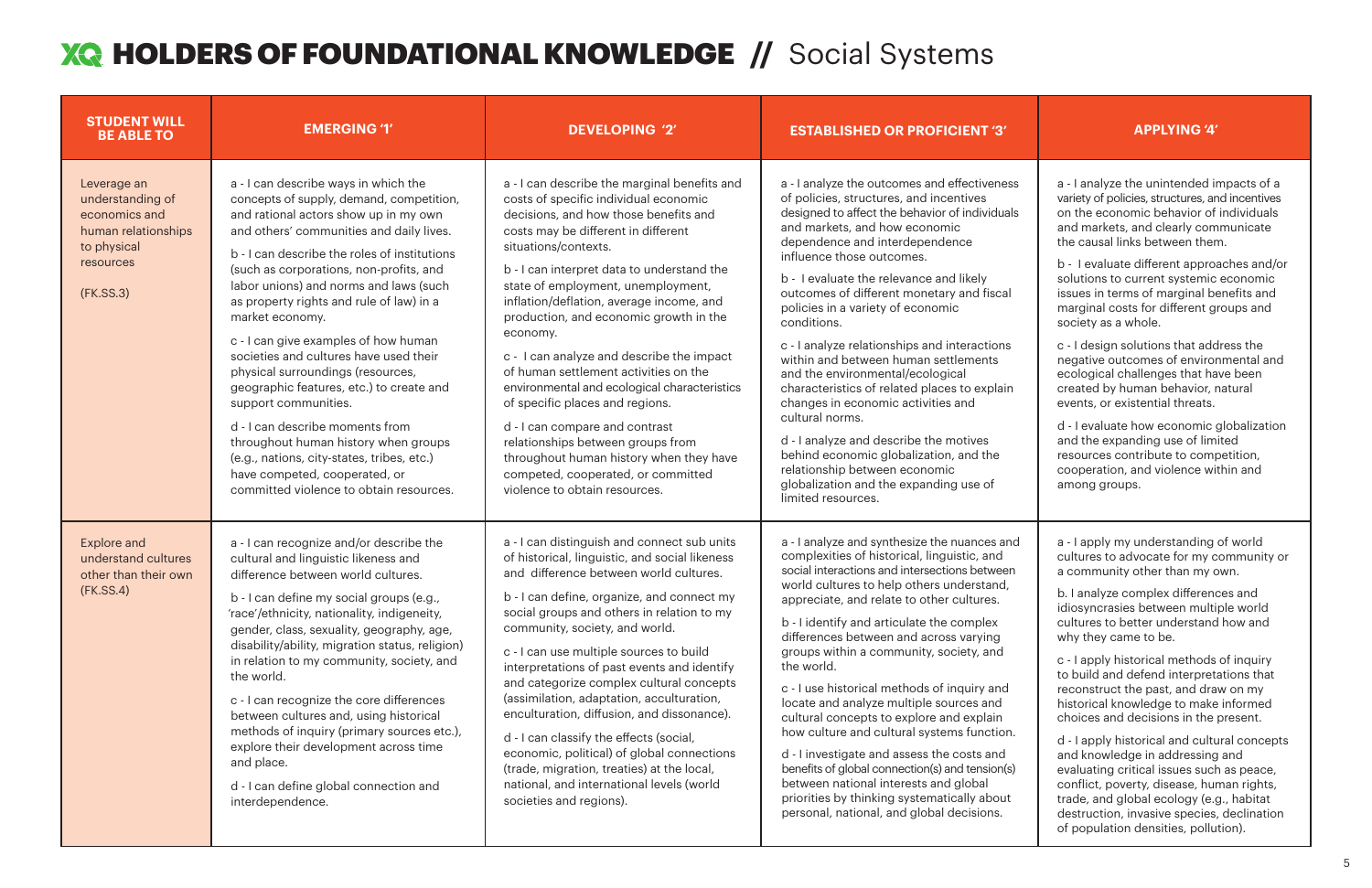# XQ HOLDERS OF FOUNDATIONAL KNOWLEDGE // Social Systems

| STUDENT WILL BE ABLE TO | EMERGING '1' | DEVELOPING '2' | ESTABLISHED OR PROFICIENT '3' | APPLYING '4' |
|---|---|---|---|---|
| Leverage an understanding of economics and human relationships to physical resources<br><br>(FK.SS.3) | a - I can describe ways in which the concepts of supply, demand, competition, and rational actors show up in my own and others' communities and daily lives.<br><br>b - I can describe the roles of institutions (such as corporations, non-profits, and labor unions) and norms and laws (such as property rights and rule of law) in a market economy.<br><br>c - I can give examples of how human societies and cultures have used their physical surroundings (resources, geographic features, etc.) to create and support communities.<br><br>d - I can describe moments from throughout human history when groups (e.g., nations, city-states, tribes, etc.) have competed, cooperated, or committed violence to obtain resources. | a - I can describe the marginal benefits and costs of specific individual economic decisions, and how those benefits and costs may be different in different situations/contexts.<br><br>b - I can interpret data to understand the state of employment, unemployment, inflation/deflation, average income, and production, and economic growth in the economy.<br><br>c - I can analyze and describe the impact of human settlement activities on the environmental and ecological characteristics of specific places and regions.<br><br>d - I can compare and contrast relationships between groups from throughout human history when they have competed, cooperated, or committed violence to obtain resources. | a - I analyze the outcomes and effectiveness of policies, structures, and incentives designed to affect the behavior of individuals and markets, and how economic dependence and interdependence influence those outcomes.<br><br>b - I evaluate the relevance and likely outcomes of different monetary and fiscal policies in a variety of economic conditions.<br><br>c - I analyze relationships and interactions within and between human settlements and the environmental/ecological characteristics of related places to explain changes in economic activities and cultural norms.<br><br>d - I analyze and describe the motives behind economic globalization, and the relationship between economic globalization and the expanding use of limited resources. | a - I analyze the unintended impacts of a variety of policies, structures, and incentives on the economic behavior of individuals and markets, and clearly communicate the causal links between them.<br><br>b - I evaluate different approaches and/or solutions to current systemic economic issues in terms of marginal benefits and marginal costs for different groups and society as a whole.<br><br>c - I design solutions that address the negative outcomes of environmental and ecological challenges that have been created by human behavior, natural events, or existential threats.<br><br>d - I evaluate how economic globalization and the expanding use of limited resources contribute to competition, cooperation, and violence within and among groups. |
| Explore and understand cultures other than their own (FK.SS.4) | a - I can recognize and/or describe the cultural and linguistic likeness and difference between world cultures.<br><br>b - I can define my social groups (e.g., 'race'/ethnicity, nationality, indigeneity, gender, class, sexuality, geography, age, disability/ability, migration status, religion) in relation to my community, society, and the world.<br><br>c - I can recognize the core differences between cultures and, using historical methods of inquiry (primary sources etc.), explore their development across time and place.<br><br>d - I can define global connection and interdependence. | a - I can distinguish and connect sub units of historical, linguistic, and social likeness and difference between world cultures.<br><br>b - I can define, organize, and connect my social groups and others in relation to my community, society, and world.<br><br>c - I can use multiple sources to build interpretations of past events and identify and categorize complex cultural concepts (assimilation, adaptation, acculturation, enculturation, diffusion, and dissonance).<br><br>d - I can classify the effects (social, economic, political) of global connections (trade, migration, treaties) at the local, national, and international levels (world societies and regions). | a - I analyze and synthesize the nuances and complexities of historical, linguistic, and social interactions and intersections between world cultures to help others understand, appreciate, and relate to other cultures.<br><br>b - I identify and articulate the complex differences between and across varying groups within a community, society, and the world.<br><br>c - I use historical methods of inquiry and locate and analyze multiple sources and cultural concepts to explore and explain how culture and cultural systems function.<br><br>d - I investigate and assess the costs and benefits of global connection(s) and tension(s) between national interests and global priorities by thinking systematically about personal, national, and global decisions. | a - I apply my understanding of world cultures to advocate for my community or a community other than my own.<br><br>b. I analyze complex differences and idiosyncrasies between multiple world cultures to better understand how and why they came to be.<br><br>c - I apply historical methods of inquiry to build and defend interpretations that reconstruct the past, and draw on my historical knowledge to make informed choices and decisions in the present.<br><br>d - I apply historical and cultural concepts and knowledge in addressing and evaluating critical issues such as peace, conflict, poverty, disease, human rights, trade, and global ecology (e.g., habitat destruction, invasive species, declination of population densities, pollution). |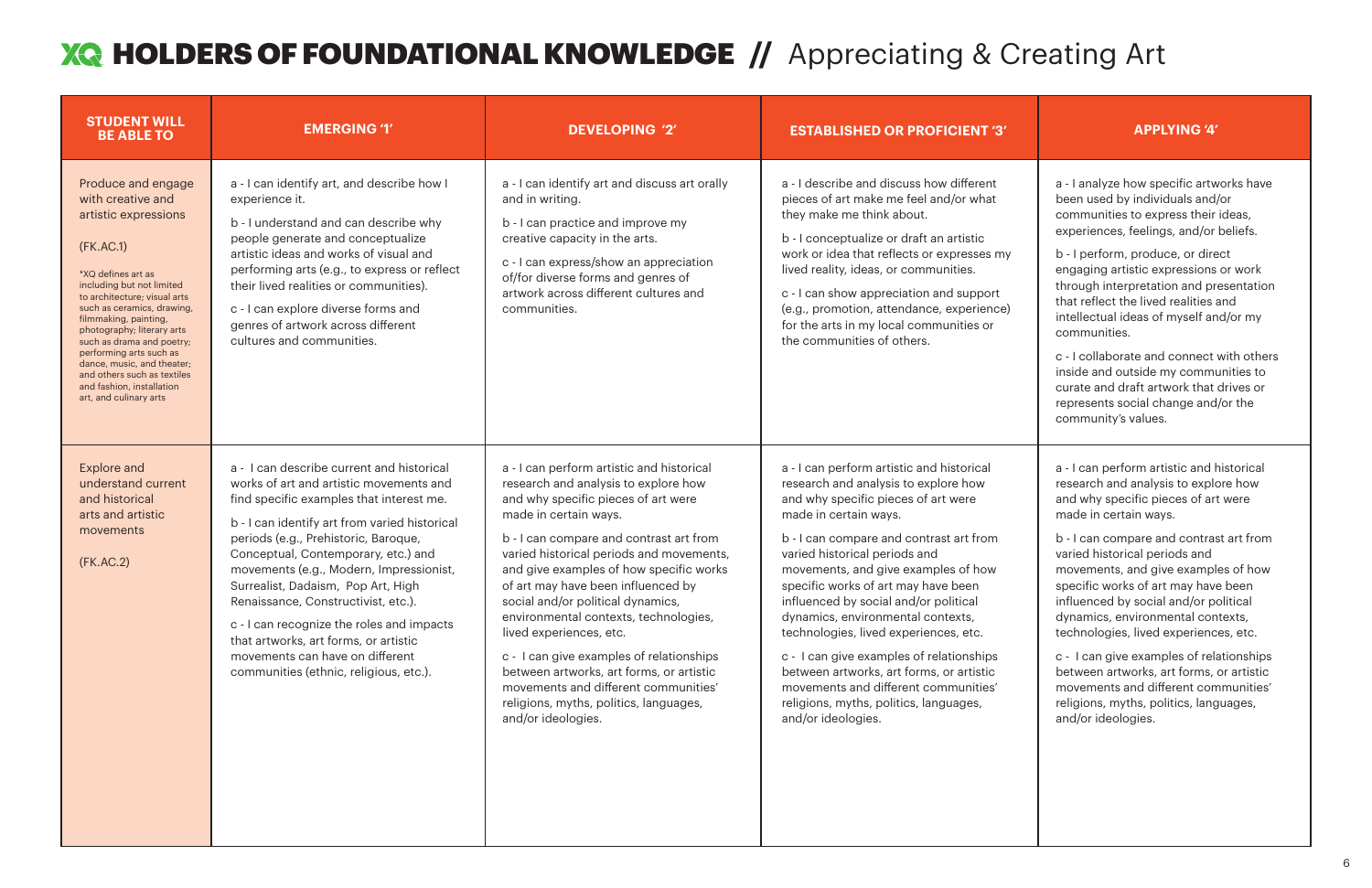# XQ HOLDERS OF FOUNDATIONAL KNOWLEDGE // Appreciating & Creating Art

| STUDENT WILL BE ABLE TO | EMERGING '1' | DEVELOPING '2' | ESTABLISHED OR PROFICIENT '3' | APPLYING '4' |
|---|---|---|---|---|
| Produce and engage with creative and artistic expressions<br><br>(FK.AC.1)<br><br>*XQ defines art as including but not limited to architecture; visual arts such as ceramics, drawing, filmmaking, painting, photography; literary arts such as drama and poetry; performing arts such as dance, music, and theater; and others such as textiles and fashion, installation art, and culinary arts | a - I can identify art, and describe how I experience it.<br><br>b - I understand and can describe why people generate and conceptualize artistic ideas and works of visual and performing arts (e.g., to express or reflect their lived realities or communities).<br><br>c - I can explore diverse forms and genres of artwork across different cultures and communities. | a - I can identify art and discuss art orally and in writing.<br><br>b - I can practice and improve my creative capacity in the arts.<br><br>c - I can express/show an appreciation of/for diverse forms and genres of artwork across different cultures and communities. | a - I describe and discuss how different pieces of art make me feel and/or what they make me think about.<br><br>b - I conceptualize or draft an artistic work or idea that reflects or expresses my lived reality, ideas, or communities.<br><br>c - I can show appreciation and support (e.g., promotion, attendance, experience) for the arts in my local communities or the communities of others. | a - I analyze how specific artworks have been used by individuals and/or communities to express their ideas, experiences, feelings, and/or beliefs.<br><br>b - I perform, produce, or direct engaging artistic expressions or work through interpretation and presentation that reflect the lived realities and intellectual ideas of myself and/or my communities.<br><br>c - I collaborate and connect with others inside and outside my communities to curate and draft artwork that drives or represents social change and/or the community's values. |
| Explore and understand current and historical arts and artistic movements<br><br>(FK.AC.2) | a - I can describe current and historical works of art and artistic movements and find specific examples that interest me.<br><br>b - I can identify art from varied historical periods (e.g., Prehistoric, Baroque, Conceptual, Contemporary, etc.) and movements (e.g., Modern, Impressionist, Surrealist, Dadaism, Pop Art, High Renaissance, Constructivist, etc.).<br><br>c - I can recognize the roles and impacts that artworks, art forms, or artistic movements can have on different communities (ethnic, religious, etc.). | a - I can perform artistic and historical research and analysis to explore how and why specific pieces of art were made in certain ways.<br><br>b - I can compare and contrast art from varied historical periods and movements, and give examples of how specific works of art may have been influenced by social and/or political dynamics, environmental contexts, technologies, lived experiences, etc.<br><br>c - I can give examples of relationships between artworks, art forms, or artistic movements and different communities' religions, myths, politics, languages, and/or ideologies. | a - I can perform artistic and historical research and analysis to explore how and why specific pieces of art were made in certain ways.<br><br>b - I can compare and contrast art from varied historical periods and movements, and give examples of how specific works of art may have been influenced by social and/or political dynamics, environmental contexts, technologies, lived experiences, etc.<br><br>c - I can give examples of relationships between artworks, art forms, or artistic movements and different communities' religions, myths, politics, languages, and/or ideologies. | a - I can perform artistic and historical research and analysis to explore how and why specific pieces of art were made in certain ways.<br><br>b - I can compare and contrast art from varied historical periods and movements, and give examples of how specific works of art may have been influenced by social and/or political dynamics, environmental contexts, technologies, lived experiences, etc.<br><br>c - I can give examples of relationships between artworks, art forms, or artistic movements and different communities' religions, myths, politics, languages, and/or ideologies. |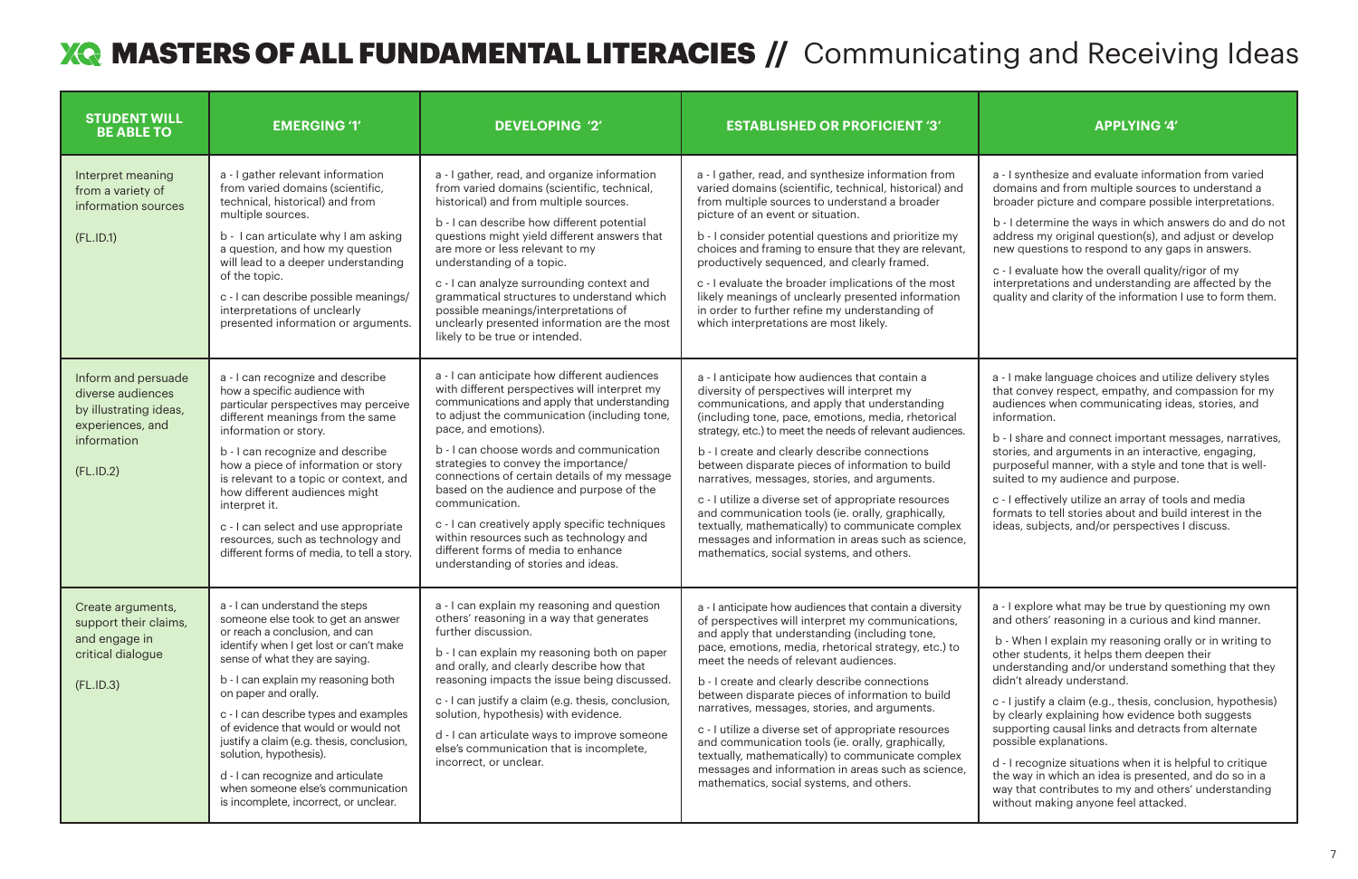# XQ MASTERS OF ALL FUNDAMENTAL LITERACIES // Communicating and Receiving Ideas

| STUDENT WILL BE ABLE TO | EMERGING '1' | DEVELOPING '2' | ESTABLISHED OR PROFICIENT '3' | APPLYING '4' |
|---|---|---|---|---|
| Interpret meaning from a variety of information sources<br><br>(FL.ID.1) | a - I gather relevant information from varied domains (scientific, technical, historical) and from multiple sources.<br><br>b - I can articulate why I am asking a question, and how my question will lead to a deeper understanding of the topic.<br><br>c - I can describe possible meanings/ interpretations of unclearly presented information or arguments. | a - I gather, read, and organize information from varied domains (scientific, technical, historical) and from multiple sources.<br><br>b - I can describe how different potential questions might yield different answers that are more or less relevant to my understanding of a topic.<br><br>c - I can analyze surrounding context and grammatical structures to understand which possible meanings/interpretations of unclearly presented information are the most likely to be true or intended. | a - I gather, read, and synthesize information from varied domains (scientific, technical, historical) and from multiple sources to understand a broader picture of an event or situation.<br><br>b - I consider potential questions and prioritize my choices and framing to ensure that they are relevant, productively sequenced, and clearly framed.<br><br>c - I evaluate the broader implications of the most likely meanings of unclearly presented information in order to further refine my understanding of which interpretations are most likely. | a - I synthesize and evaluate information from varied domains and from multiple sources to understand a broader picture and compare possible interpretations.<br><br>b - I determine the ways in which answers do and do not address my original question(s), and adjust or develop new questions to respond to any gaps in answers.<br><br>c - I evaluate how the overall quality/rigor of my interpretations and understanding are affected by the quality and clarity of the information I use to form them. |
| Inform and persuade diverse audiences by illustrating ideas, experiences, and information<br><br>(FL.ID.2) | a - I can recognize and describe how a specific audience with particular perspectives may perceive different meanings from the same information or story.<br><br>b - I can recognize and describe how a piece of information or story is relevant to a topic or context, and how different audiences might interpret it.<br><br>c - I can select and use appropriate resources, such as technology and different forms of media, to tell a story. | a - I can anticipate how different audiences with different perspectives will interpret my communications and apply that understanding to adjust the communication (including tone, pace, and emotions).<br><br>b - I can choose words and communication strategies to convey the importance/ connections of certain details of my message based on the audience and purpose of the communication.<br><br>c - I can creatively apply specific techniques within resources such as technology and different forms of media to enhance understanding of stories and ideas. | a - I anticipate how audiences that contain a diversity of perspectives will interpret my communications, and apply that understanding (including tone, pace, emotions, media, rhetorical strategy, etc.) to meet the needs of relevant audiences.<br><br>b - I create and clearly describe connections between disparate pieces of information to build narratives, messages, stories, and arguments.<br><br>c - I utilize a diverse set of appropriate resources and communication tools (ie. orally, graphically, textually, mathematically) to communicate complex messages and information in areas such as science, mathematics, social systems, and others. | a - I make language choices and utilize delivery styles that convey respect, empathy, and compassion for my audiences when communicating ideas, stories, and information.<br><br>b - I share and connect important messages, narratives, stories, and arguments in an interactive, engaging, purposeful manner, with a style and tone that is well-suited to my audience and purpose.<br><br>c - I effectively utilize an array of tools and media formats to tell stories about and build interest in the ideas, subjects, and/or perspectives I discuss. |
| Create arguments, support their claims, and engage in critical dialogue<br><br>(FL.ID.3) | a - I can understand the steps someone else took to get an answer or reach a conclusion, and can identify when I get lost or can't make sense of what they are saying.<br><br>b - I can explain my reasoning both on paper and orally.<br><br>c - I can describe types and examples of evidence that would or would not justify a claim (e.g. thesis, conclusion, solution, hypothesis).<br><br>d - I can recognize and articulate when someone else's communication is incomplete, incorrect, or unclear. | a - I can explain my reasoning and question others' reasoning in a way that generates further discussion.<br><br>b - I can explain my reasoning both on paper and orally, and clearly describe how that reasoning impacts the issue being discussed.<br><br>c - I can justify a claim (e.g. thesis, conclusion, solution, hypothesis) with evidence.<br><br>d - I can articulate ways to improve someone else's communication that is incomplete, incorrect, or unclear. | a - I anticipate how audiences that contain a diversity of perspectives will interpret my communications, and apply that understanding (including tone, pace, emotions, media, rhetorical strategy, etc.) to meet the needs of relevant audiences.<br><br>b - I create and clearly describe connections between disparate pieces of information to build narratives, messages, stories, and arguments.<br><br>c - I utilize a diverse set of appropriate resources and communication tools (ie. orally, graphically, textually, mathematically) to communicate complex messages and information in areas such as science, mathematics, social systems, and others. | a - I explore what may be true by questioning my own and others' reasoning in a curious and kind manner.<br><br>b - When I explain my reasoning orally or in writing to other students, it helps them deepen their understanding and/or understand something that they didn't already understand.<br><br>c - I justify a claim (e.g., thesis, conclusion, hypothesis) by clearly explaining how evidence both suggests supporting causal links and detracts from alternate possible explanations.<br><br>d - I recognize situations when it is helpful to critique the way in which an idea is presented, and do so in a way that contributes to my and others' understanding without making anyone feel attacked. |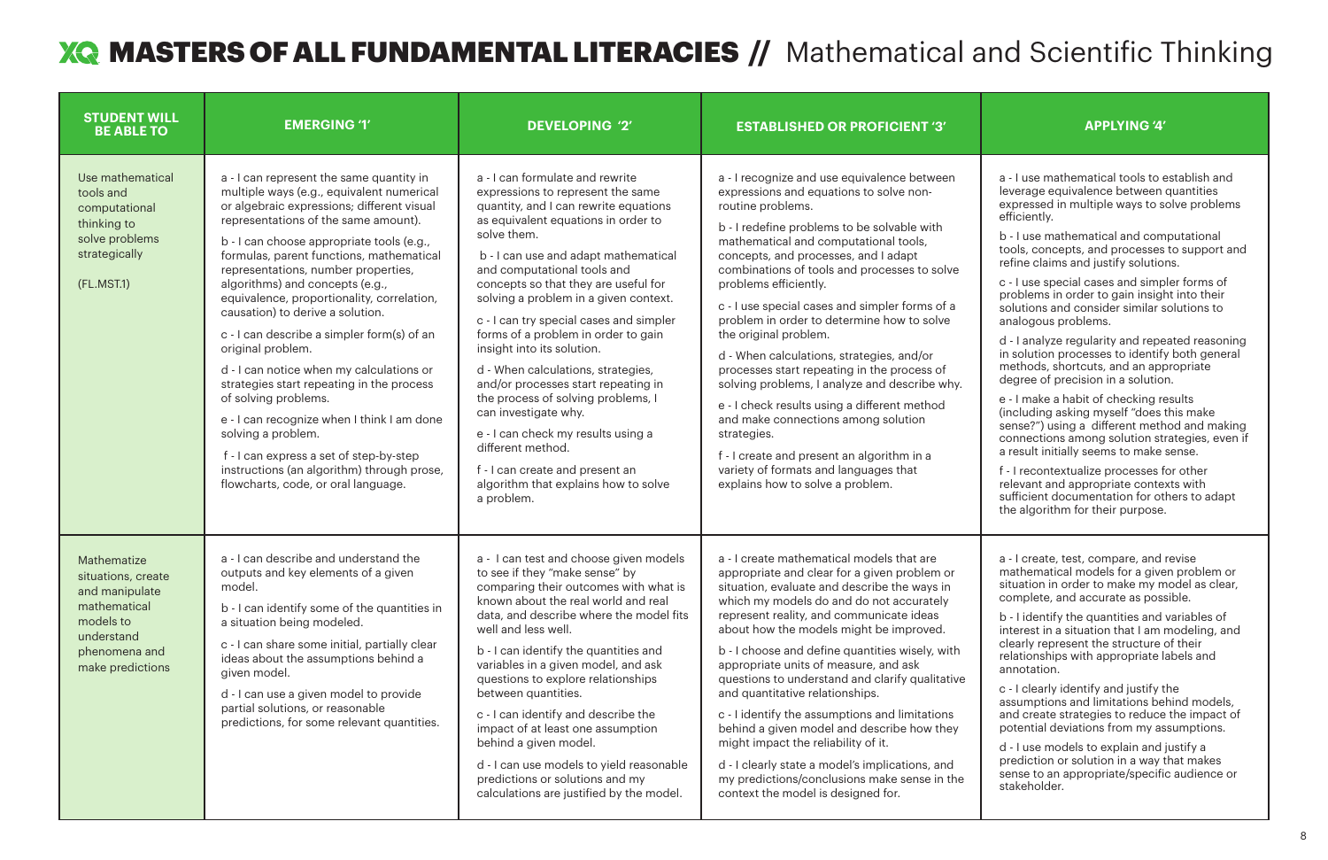# XQ MASTERS OF ALL FUNDAMENTAL LITERACIES // Mathematical and Scientific Thinking

| STUDENT WILL BE ABLE TO | EMERGING '1' | DEVELOPING '2' | ESTABLISHED OR PROFICIENT '3' | APPLYING '4' |
| --- | --- | --- | --- | --- |
| Use mathematical tools and computational thinking to solve problems strategically<br><br>(FL.MST.1) | a - I can represent the same quantity in multiple ways (e.g., equivalent numerical or algebraic expressions; different visual representations of the same amount).<br><br>b - I can choose appropriate tools (e.g., formulas, parent functions, mathematical representations, number properties, algorithms) and concepts (e.g., equivalence, proportionality, correlation, causation) to derive a solution.<br><br>c - I can describe a simpler form(s) of an original problem.<br><br>d - I can notice when my calculations or strategies start repeating in the process of solving problems.<br><br>e - I can recognize when I think I am done solving a problem.<br><br>f - I can express a set of step-by-step instructions (an algorithm) through prose, flowcharts, code, or oral language. | a - I can formulate and rewrite expressions to represent the same quantity, and I can rewrite equations as equivalent equations in order to solve them.<br><br>b - I can use and adapt mathematical and computational tools and concepts so that they are useful for solving a problem in a given context.<br><br>c - I can try special cases and simpler forms of a problem in order to gain insight into its solution.<br><br>d - When calculations, strategies, and/or processes start repeating in the process of solving problems, I can investigate why.<br><br>e - I can check my results using a different method.<br><br>f - I can create and present an algorithm that explains how to solve a problem. | a - I recognize and use equivalence between expressions and equations to solve non-routine problems.<br><br>b - I redefine problems to be solvable with mathematical and computational tools, concepts, and processes, and I adapt combinations of tools and processes to solve problems efficiently.<br><br>c - I use special cases and simpler forms of a problem in order to determine how to solve the original problem.<br><br>d - When calculations, strategies, and/or processes start repeating in the process of solving problems, I analyze and describe why.<br><br>e - I check results using a different method and make connections among solution strategies.<br><br>f - I create and present an algorithm in a variety of formats and languages that explains how to solve a problem. | a - I use mathematical tools to establish and leverage equivalence between quantities expressed in multiple ways to solve problems efficiently.<br><br>b - I use mathematical and computational tools, concepts, and processes to support and refine claims and justify solutions.<br><br>c - I use special cases and simpler forms of problems in order to gain insight into their solutions and consider similar solutions to analogous problems.<br><br>d - I analyze regularity and repeated reasoning in solution processes to identify both general methods, shortcuts, and an appropriate degree of precision in a solution.<br><br>e - I make a habit of checking results (including asking myself "does this make sense?") using a different method and making connections among solution strategies, even if a result initially seems to make sense.<br><br>f - I recontextualize processes for other relevant and appropriate contexts with sufficient documentation for others to adapt the algorithm for their purpose. |
| Mathematize situations, create and manipulate mathematical models to understand phenomena and make predictions | a - I can describe and understand the outputs and key elements of a given model.<br><br>b - I can identify some of the quantities in a situation being modeled.<br><br>c - I can share some initial, partially clear ideas about the assumptions behind a given model.<br><br>d - I can use a given model to provide partial solutions, or reasonable predictions, for some relevant quantities. | a - I can test and choose given models to see if they "make sense" by comparing their outcomes with what is known about the real world and real data, and describe where the model fits well and less well.<br><br>b - I can identify the quantities and variables in a given model, and ask questions to explore relationships between quantities.<br><br>c - I can identify and describe the impact of at least one assumption behind a given model.<br><br>d - I can use models to yield reasonable predictions or solutions and my calculations are justified by the model. | a - I create mathematical models that are appropriate and clear for a given problem or situation, evaluate and describe the ways in which my models do and do not accurately represent reality, and communicate ideas about how the models might be improved.<br><br>b - I choose and define quantities wisely, with appropriate units of measure, and ask questions to understand and clarify qualitative and quantitative relationships.<br><br>c - I identify the assumptions and limitations behind a given model and describe how they might impact the reliability of it.<br><br>d - I clearly state a model's implications, and my predictions/conclusions make sense in the context the model is designed for. | a - I create, test, compare, and revise mathematical models for a given problem or situation in order to make my model as clear, complete, and accurate as possible.<br><br>b - I identify the quantities and variables of interest in a situation that I am modeling, and clearly represent the structure of their relationships with appropriate labels and annotation.<br><br>c - I clearly identify and justify the assumptions and limitations behind models, and create strategies to reduce the impact of potential deviations from my assumptions.<br><br>d - I use models to explain and justify a prediction or solution in a way that makes sense to an appropriate/specific audience or stakeholder. |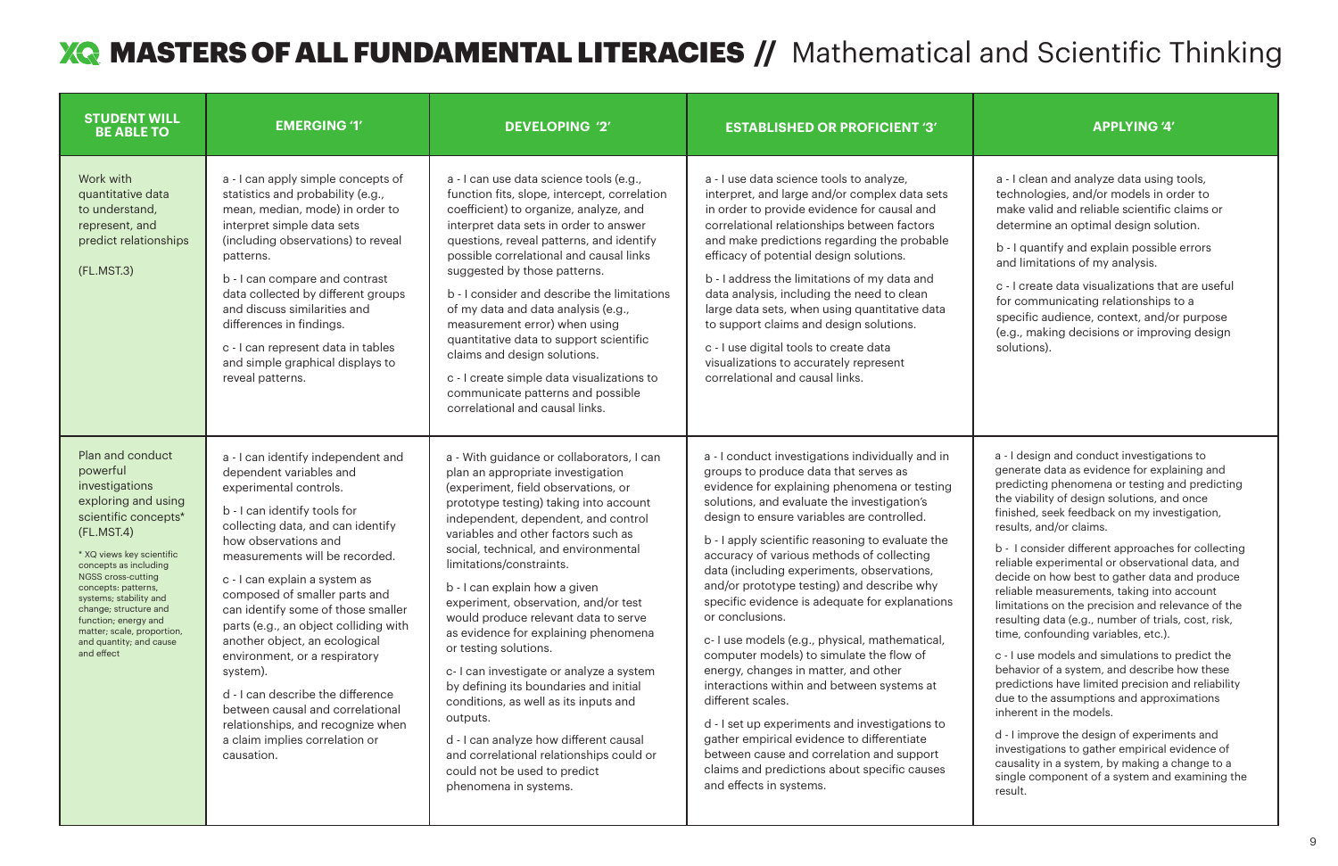# XQ MASTERS OF ALL FUNDAMENTAL LITERACIES // Mathematical and Scientific Thinking

| STUDENT WILL BE ABLE TO | EMERGING '1' | DEVELOPING '2' | ESTABLISHED OR PROFICIENT '3' | APPLYING '4' |
|---|---|---|---|---|
| Work with quantitative data to understand, represent, and predict relationships<br><br>(FL.MST.3) | a - I can apply simple concepts of statistics and probability (e.g., mean, median, mode) in order to interpret simple data sets (including observations) to reveal patterns.<br><br>b - I can compare and contrast data collected by different groups and discuss similarities and differences in findings.<br><br>c - I can represent data in tables and simple graphical displays to reveal patterns. | a - I can use data science tools (e.g., function fits, slope, intercept, correlation coefficient) to organize, analyze, and interpret data sets in order to answer questions, reveal patterns, and identify possible correlational and causal links suggested by those patterns.<br><br>b - I consider and describe the limitations of my data and data analysis (e.g., measurement error) when using quantitative data to support scientific claims and design solutions.<br><br>c - I create simple data visualizations to communicate patterns and possible correlational and causal links. | a - I use data science tools to analyze, interpret, and large and/or complex data sets in order to provide evidence for causal and correlational relationships between factors and make predictions regarding the probable efficacy of potential design solutions.<br><br>b - I address the limitations of my data and data analysis, including the need to clean large data sets, when using quantitative data to support claims and design solutions.<br><br>c - I use digital tools to create data visualizations to accurately represent correlational and causal links. | a - I clean and analyze data using tools, technologies, and/or models in order to make valid and reliable scientific claims or determine an optimal design solution.<br><br>b - I quantify and explain possible errors and limitations of my analysis.<br><br>c - I create data visualizations that are useful for communicating relationships to a specific audience, context, and/or purpose (e.g., making decisions or improving design solutions). |
| Plan and conduct powerful investigations exploring and using scientific concepts* (FL.MST.4)<br><br>* XQ views key scientific concepts as including NGSS cross-cutting concepts: patterns, systems; stability and change; structure and function; energy and matter; scale, proportion, and quantity; and cause and effect | a - I can identify independent and dependent variables and experimental controls.<br><br>b - I can identify tools for collecting data, and can identify how observations and measurements will be recorded.<br><br>c - I can explain a system as composed of smaller parts and can identify some of those smaller parts (e.g., an object colliding with another object, an ecological environment, or a respiratory system).<br><br>d - I can describe the difference between causal and correlational relationships, and recognize when a claim implies correlation or causation. | a - With guidance or collaborators, I can plan an appropriate investigation (experiment, field observations, or prototype testing) taking into account independent, dependent, and control variables and other factors such as social, technical, and environmental limitations/constraints.<br><br>b - I can explain how a given experiment, observation, and/or test would produce relevant data to serve as evidence for explaining phenomena or testing solutions.<br><br>c- I can investigate or analyze a system by defining its boundaries and initial conditions, as well as its inputs and outputs.<br><br>d - I can analyze how different causal and correlational relationships could or could not be used to predict phenomena in systems. | a - I conduct investigations individually and in groups to produce data that serves as evidence for explaining phenomena or testing solutions, and evaluate the investigation's design to ensure variables are controlled.<br><br>b - I apply scientific reasoning to evaluate the accuracy of various methods of collecting data (including experiments, observations, and/or prototype testing) and describe why specific evidence is adequate for explanations or conclusions.<br><br>c- I use models (e.g., physical, mathematical, computer models) to simulate the flow of energy, changes in matter, and other interactions within and between systems at different scales.<br><br>d - I set up experiments and investigations to gather empirical evidence to differentiate between cause and correlation and support claims and predictions about specific causes and effects in systems. | a - I design and conduct investigations to generate data as evidence for explaining and predicting phenomena or testing and predicting the viability of design solutions, and once finished, seek feedback on my investigation, results, and/or claims.<br><br>b - I consider different approaches for collecting reliable experimental or observational data, and decide on how best to gather data and produce reliable measurements, taking into account limitations on the precision and relevance of the resulting data (e.g., number of trials, cost, risk, time, confounding variables, etc.).<br><br>c - I use models and simulations to predict the behavior of a system, and describe how these predictions have limited precision and reliability due to the assumptions and approximations inherent in the models.<br><br>d - I improve the design of experiments and investigations to gather empirical evidence of causality in a system, by making a change to a single component of a system and examining the result. |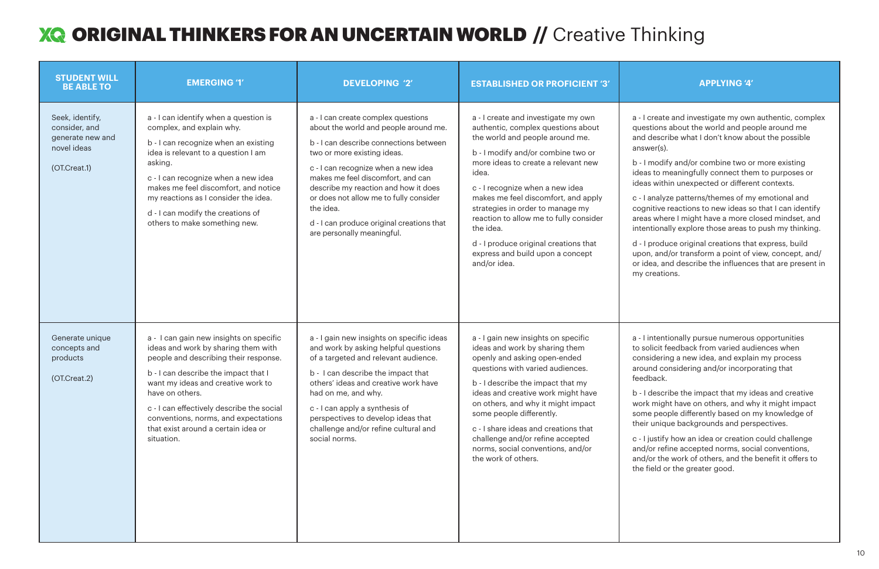# XQ ORIGINAL THINKERS FOR AN UNCERTAIN WORLD // Creative Thinking

| STUDENT WILL BE ABLE TO | EMERGING '1' | DEVELOPING '2' | ESTABLISHED OR PROFICIENT '3' | APPLYING '4' |
|---|---|---|---|---|
| Seek, identify, consider, and generate new and novel ideas<br><br>(OT.Creat.1) | a - I can identify when a question is complex, and explain why.<br><br>b - I can recognize when an existing idea is relevant to a question I am asking.<br><br>c - I can recognize when a new idea makes me feel discomfort, and notice my reactions as I consider the idea.<br><br>d - I can modify the creations of others to make something new. | a - I can create complex questions about the world and people around me.<br><br>b - I can describe connections between two or more existing ideas.<br><br>c - I can recognize when a new idea makes me feel discomfort, and can describe my reaction and how it does or does not allow me to fully consider the idea.<br><br>d - I can produce original creations that are personally meaningful. | a - I create and investigate my own authentic, complex questions about the world and people around me.<br><br>b - I modify and/or combine two or more ideas to create a relevant new idea.<br><br>c - I recognize when a new idea makes me feel discomfort, and apply strategies in order to manage my reaction to allow me to fully consider the idea.<br><br>d - I produce original creations that express and build upon a concept and/or idea. | a - I create and investigate my own authentic, complex questions about the world and people around me and describe what I don't know about the possible answer(s).<br><br>b - I modify and/or combine two or more existing ideas to meaningfully connect them to purposes or ideas within unexpected or different contexts.<br><br>c - I analyze patterns/themes of my emotional and cognitive reactions to new ideas so that I can identify areas where I might have a more closed mindset, and intentionally explore those areas to push my thinking.<br><br>d - I produce original creations that express, build upon, and/or transform a point of view, concept, and/or idea, and describe the influences that are present in my creations. |
| Generate unique concepts and products<br><br>(OT.Creat.2) | a - I can gain new insights on specific ideas and work by sharing them with people and describing their response.<br><br>b - I can describe the impact that I want my ideas and creative work to have on others.<br><br>c - I can effectively describe the social conventions, norms, and expectations that exist around a certain idea or situation. | a - I gain new insights on specific ideas and work by asking helpful questions of a targeted and relevant audience.<br><br>b - I can describe the impact that others' ideas and creative work have had on me, and why.<br><br>c - I can apply a synthesis of perspectives to develop ideas that challenge and/or refine cultural and social norms. | a - I gain new insights on specific ideas and work by sharing them openly and asking open-ended questions with varied audiences.<br><br>b - I describe the impact that my ideas and creative work might have on others, and why it might impact some people differently.<br><br>c - I share ideas and creations that challenge and/or refine accepted norms, social conventions, and/or the work of others. | a - I intentionally pursue numerous opportunities to solicit feedback from varied audiences when considering a new idea, and explain my process around considering and/or incorporating that feedback.<br><br>b - I describe the impact that my ideas and creative work might have on others, and why it might impact some people differently based on my knowledge of their unique backgrounds and perspectives.<br><br>c - I justify how an idea or creation could challenge and/or refine accepted norms, social conventions, and/or the work of others, and the benefit it offers to the field or the greater good. |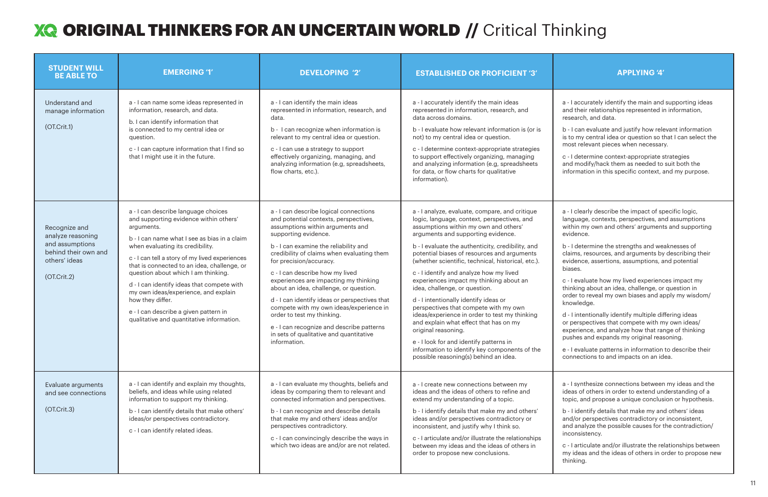# XQ ORIGINAL THINKERS FOR AN UNCERTAIN WORLD // Critical Thinking

| STUDENT WILL BE ABLE TO | EMERGING '1' | DEVELOPING '2' | ESTABLISHED OR PROFICIENT '3' | APPLYING '4' |
|---|---|---|---|---|
| Understand and manage information<br><br>(OT.Crit.1) | a - I can name some ideas represented in information, research, and data.<br><br>b. I can identify information that is connected to my central idea or question.<br><br>c - I can capture information that I find so that I might use it in the future. | a - I can identify the main ideas represented in information, research, and data.<br><br>b - I can recognize when information is relevant to my central idea or question.<br><br>c - I can use a strategy to support effectively organizing, managing, and analyzing information (e.g, spreadsheets, flow charts, etc.). | a - I accurately identify the main ideas represented in information, research, and data across domains.<br><br>b - I evaluate how relevant information is (or is not) to my central idea or question.<br><br>c - I determine context-appropriate strategies to support effectively organizing, managing and analyzing information (e.g. spreadsheets for data, or flow charts for qualitative information). | a - I accurately identify the main and supporting ideas and their relationships represented in information, research, and data.<br><br>b - I can evaluate and justify how relevant information is to my central idea or question so that I can select the most relevant pieces when necessary.<br><br>c - I determine context-appropriate strategies and modify/hack them as needed to suit both the information in this specific context, and my purpose. |
| Recognize and analyze reasoning and assumptions behind their own and others' ideas<br><br>(OT.Crit.2) | a - I can describe language choices and supporting evidence within others' arguments.<br><br>b - I can name what I see as bias in a claim when evaluating its credibility.<br><br>c - I can tell a story of my lived experiences that is connected to an idea, challenge, or question about which I am thinking.<br><br>d - I can identify ideas that compete with my own ideas/experience, and explain how they differ.<br><br>e - I can describe a given pattern in qualitative and quantitative information. | a - I can describe logical connections and potential contexts, perspectives, assumptions within arguments and supporting evidence.<br><br>b - I can examine the reliability and credibility of claims when evaluating them for precision/accuracy.<br><br>c - I can describe how my lived experiences are impacting my thinking about an idea, challenge, or question.<br><br>d - I can identify ideas or perspectives that compete with my own ideas/experience in order to test my thinking.<br><br>e - I can recognize and describe patterns in sets of qualitative and quantitative information. | a - I analyze, evaluate, compare, and critique logic, language, context, perspectives, and assumptions within my own and others' arguments and supporting evidence.<br><br>b - I evaluate the authenticity, credibility, and potential biases of resources and arguments (whether scientific, technical, historical, etc.).<br><br>c - I identify and analyze how my lived experiences impact my thinking about an idea, challenge, or question.<br><br>d - I intentionally identify ideas or perspectives that compete with my own ideas/experience in order to test my thinking and explain what effect that has on my original reasoning.<br><br>e - I look for and identify patterns in information to identify key components of the possible reasoning(s) behind an idea. | a - I clearly describe the impact of specific logic, language, contexts, perspectives, and assumptions within my own and others' arguments and supporting evidence.<br><br>b - I determine the strengths and weaknesses of claims, resources, and arguments by describing their evidence, assertions, assumptions, and potential biases.<br><br>c - I evaluate how my lived experiences impact my thinking about an idea, challenge, or question in order to reveal my own biases and apply my wisdom/knowledge.<br><br>d - I intentionally identify multiple differing ideas or perspectives that compete with my own ideas/experience, and analyze how that range of thinking pushes and expands my original reasoning.<br><br>e - I evaluate patterns in information to describe their connections to and impacts on an idea. |
| Evaluate arguments and see connections<br><br>(OT.Crit.3) | a - I can identify and explain my thoughts, beliefs, and ideas while using related information to support my thinking.<br><br>b - I can identify details that make others' ideas/or perspectives contradictory.<br><br>c - I can identify related ideas. | a - I can evaluate my thoughts, beliefs and ideas by comparing them to relevant and connected information and perspectives.<br><br>b - I can recognize and describe details that make my and others' ideas and/or perspectives contradictory.<br><br>c - I can convincingly describe the ways in which two ideas are and/or are not related. | a - I create new connections between my ideas and the ideas of others to refine and extend my understanding of a topic.<br><br>b - I identify details that make my and others' ideas and/or perspectives contradictory or inconsistent, and justify why I think so.<br><br>c - I articulate and/or illustrate the relationships between my ideas and the ideas of others in order to propose new conclusions. | a - I synthesize connections between my ideas and the ideas of others in order to extend understanding of a topic, and propose a unique conclusion or hypothesis.<br><br>b - I identify details that make my and others' ideas and/or perspectives contradictory or inconsistent, and analyze the possible causes for the contradiction/inconsistency.<br><br>c - I articulate and/or illustrate the relationships between my ideas and the ideas of others in order to propose new thinking. |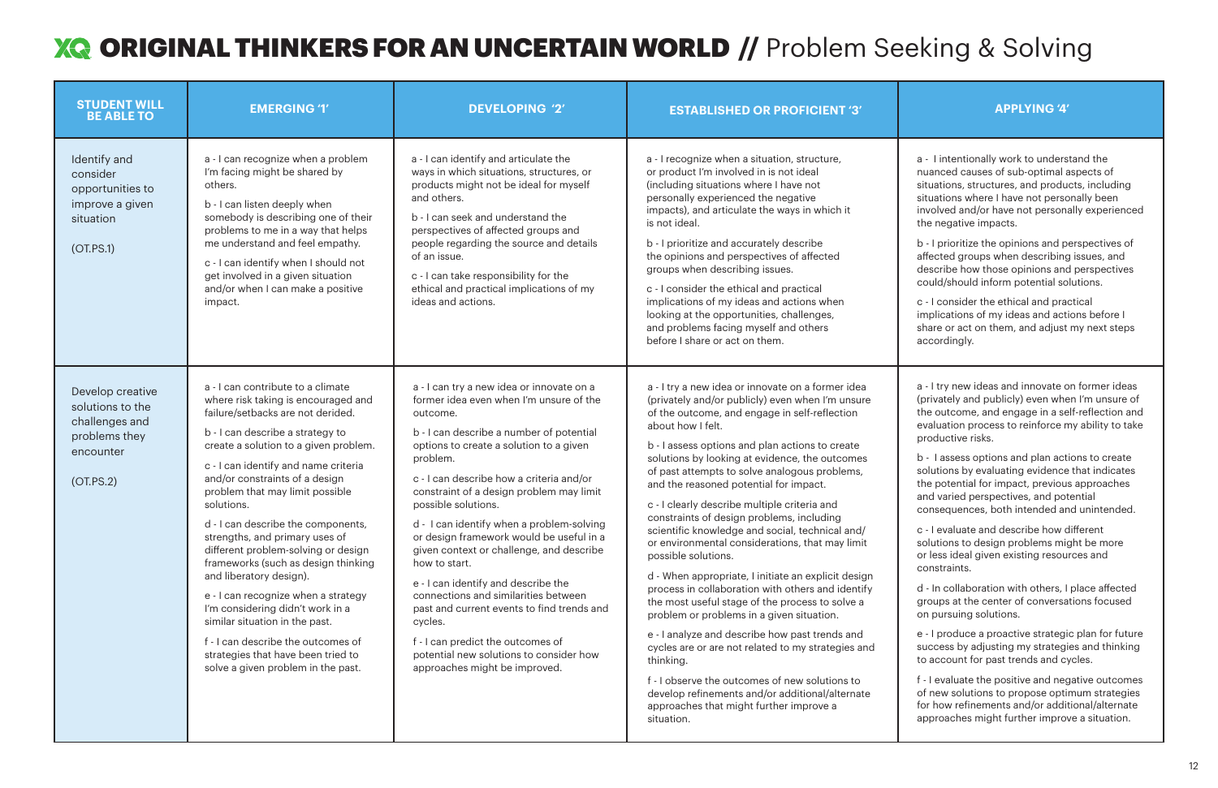# XQ ORIGINAL THINKERS FOR AN UNCERTAIN WORLD // Problem Seeking & Solving

| STUDENT WILL BE ABLE TO | EMERGING '1' | DEVELOPING '2' | ESTABLISHED OR PROFICIENT '3' | APPLYING '4' |
|---|---|---|---|---|
| Identify and consider opportunities to improve a given situation<br><br>(OT.PS.1) | a - I can recognize when a problem I'm facing might be shared by others.<br><br>b - I can listen deeply when somebody is describing one of their problems to me in a way that helps me understand and feel empathy.<br><br>c - I can identify when I should not get involved in a given situation and/or when I can make a positive impact. | a - I can identify and articulate the ways in which situations, structures, or products might not be ideal for myself and others.<br><br>b - I can seek and understand the perspectives of affected groups and people regarding the source and details of an issue.<br><br>c - I can take responsibility for the ethical and practical implications of my ideas and actions. | a - I recognize when a situation, structure, or product I'm involved in is not ideal (including situations where I have not personally experienced the negative impacts), and articulate the ways in which it is not ideal.<br><br>b - I prioritize and accurately describe the opinions and perspectives of affected groups when describing issues.<br><br>c - I consider the ethical and practical implications of my ideas and actions when looking at the opportunities, challenges, and problems facing myself and others before I share or act on them. | a - I intentionally work to understand the nuanced causes of sub-optimal aspects of situations, structures, and products, including situations where I have not personally been involved and/or have not personally experienced the negative impacts.<br><br>b - I prioritize the opinions and perspectives of affected groups when describing issues, and describe how those opinions and perspectives could/should inform potential solutions.<br><br>c - I consider the ethical and practical implications of my ideas and actions before I share or act on them, and adjust my next steps accordingly. |
| Develop creative solutions to the challenges and problems they encounter<br><br>(OT.PS.2) | a - I can contribute to a climate where risk taking is encouraged and failure/setbacks are not derided.<br><br>b - I can describe a strategy to create a solution to a given problem.<br><br>c - I can identify and name criteria and/or constraints of a design problem that may limit possible solutions.<br><br>d - I can describe the components, strengths, and primary uses of different problem-solving or design frameworks (such as design thinking and liberatory design).<br><br>e - I can recognize when a strategy I'm considering didn't work in a similar situation in the past.<br><br>f - I can describe the outcomes of strategies that have been tried to solve a given problem in the past. | a - I can try a new idea or innovate on a former idea even when I'm unsure of the outcome.<br><br>b - I can describe a number of potential options to create a solution to a given problem.<br><br>c - I can describe how a criteria and/or constraint of a design problem may limit possible solutions.<br><br>d - I can identify when a problem-solving or design framework would be useful in a given context or challenge, and describe how to start.<br><br>e - I can identify and describe the connections and similarities between past and current events to find trends and cycles.<br><br>f - I can predict the outcomes of potential new solutions to consider how approaches might be improved. | a - I try a new idea or innovate on a former idea (privately and/or publicly) even when I'm unsure of the outcome, and engage in self-reflection about how I felt.<br><br>b - I assess options and plan actions to create solutions by looking at evidence, the outcomes of past attempts to solve analogous problems, and the reasoned potential for impact.<br><br>c - I clearly describe multiple criteria and constraints of design problems, including scientific knowledge and social, technical and/ or environmental considerations, that may limit possible solutions.<br><br>d - When appropriate, I initiate an explicit design process in collaboration with others and identify the most useful stage of the process to solve a problem or problems in a given situation.<br><br>e - I analyze and describe how past trends and cycles are or are not related to my strategies and thinking.<br><br>f - I observe the outcomes of new solutions to develop refinements and/or additional/alternate approaches that might further improve a situation. | a - I try new ideas and innovate on former ideas (privately and publicly) even when I'm unsure of the outcome, and engage in a self-reflection and evaluation process to reinforce my ability to take productive risks.<br><br>b - I assess options and plan actions to create solutions by evaluating evidence that indicates the potential for impact, previous approaches and varied perspectives, and potential consequences, both intended and unintended.<br><br>c - I evaluate and describe how different solutions to design problems might be more or less ideal given existing resources and constraints.<br><br>d - In collaboration with others, I place affected groups at the center of conversations focused on pursuing solutions.<br><br>e - I produce a proactive strategic plan for future success by adjusting my strategies and thinking to account for past trends and cycles.<br><br>f - I evaluate the positive and negative outcomes of new solutions to propose optimum strategies for how refinements and/or additional/alternate approaches might further improve a situation. |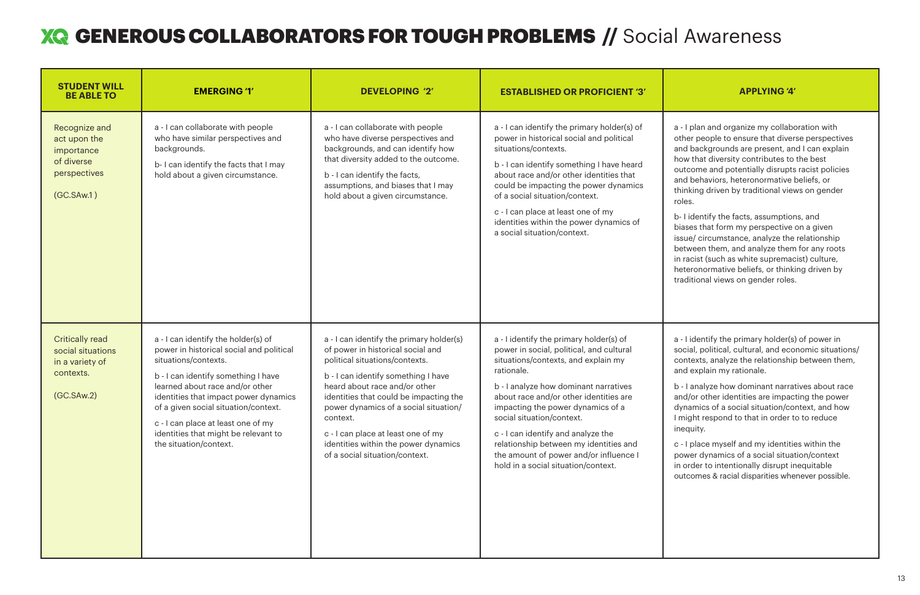# XQ GENEROUS COLLABORATORS FOR TOUGH PROBLEMS // Social Awareness

| STUDENT WILL BE ABLE TO | EMERGING '1' | DEVELOPING '2' | ESTABLISHED OR PROFICIENT '3' | APPLYING '4' |
|---|---|---|---|---|
| Recognize and act upon the importance of diverse perspectives (GC.SAw.1 ) | a - I can collaborate with people who have similar perspectives and backgrounds.<br><br>b- I can identify the facts that I may hold about a given circumstance. | a - I can collaborate with people who have diverse perspectives and backgrounds, and can identify how that diversity added to the outcome.<br><br>b - I can identify the facts, assumptions, and biases that I may hold about a given circumstance. | a - I can identify the primary holder(s) of power in historical social and political situations/contexts.<br><br>b - I can identify something I have heard about race and/or other identities that could be impacting the power dynamics of a social situation/context.<br><br>c - I can place at least one of my identities within the power dynamics of a social situation/context. | a - I plan and organize my collaboration with other people to ensure that diverse perspectives and backgrounds are present, and I can explain how that diversity contributes to the best outcome and potentially disrupts racist policies and behaviors, heteronormative beliefs, or thinking driven by traditional views on gender roles.<br><br>b- I identify the facts, assumptions, and biases that form my perspective on a given issue/ circumstance, analyze the relationship between them, and analyze them for any roots in racist (such as white supremacist) culture, heteronormative beliefs, or thinking driven by traditional views on gender roles. |
| Critically read social situations in a variety of contexts. (GC.SAw.2) | a - I can identify the holder(s) of power in historical social and political situations/contexts.<br><br>b - I can identify something I have learned about race and/or other identities that impact power dynamics of a given social situation/context.<br><br>c - I can place at least one of my identities that might be relevant to the situation/context. | a - I can identify the primary holder(s) of power in historical social and political situations/contexts.<br><br>b - I can identify something I have heard about race and/or other identities that could be impacting the power dynamics of a social situation/ context.<br><br>c - I can place at least one of my identities within the power dynamics of a social situation/context. | a - I identify the primary holder(s) of power in social, political, and cultural situations/contexts, and explain my rationale.<br><br>b - I analyze how dominant narratives about race and/or other identities are impacting the power dynamics of a social situation/context.<br><br>c - I can identify and analyze the relationship between my identities and the amount of power and/or influence I hold in a social situation/context. | a - I identify the primary holder(s) of power in social, political, cultural, and economic situations/ contexts, analyze the relationship between them, and explain my rationale.<br><br>b - I analyze how dominant narratives about race and/or other identities are impacting the power dynamics of a social situation/context, and how I might respond to that in order to to reduce inequity.<br><br>c - I place myself and my identities within the power dynamics of a social situation/context in order to intentionally disrupt inequitable outcomes & racial disparities whenever possible. |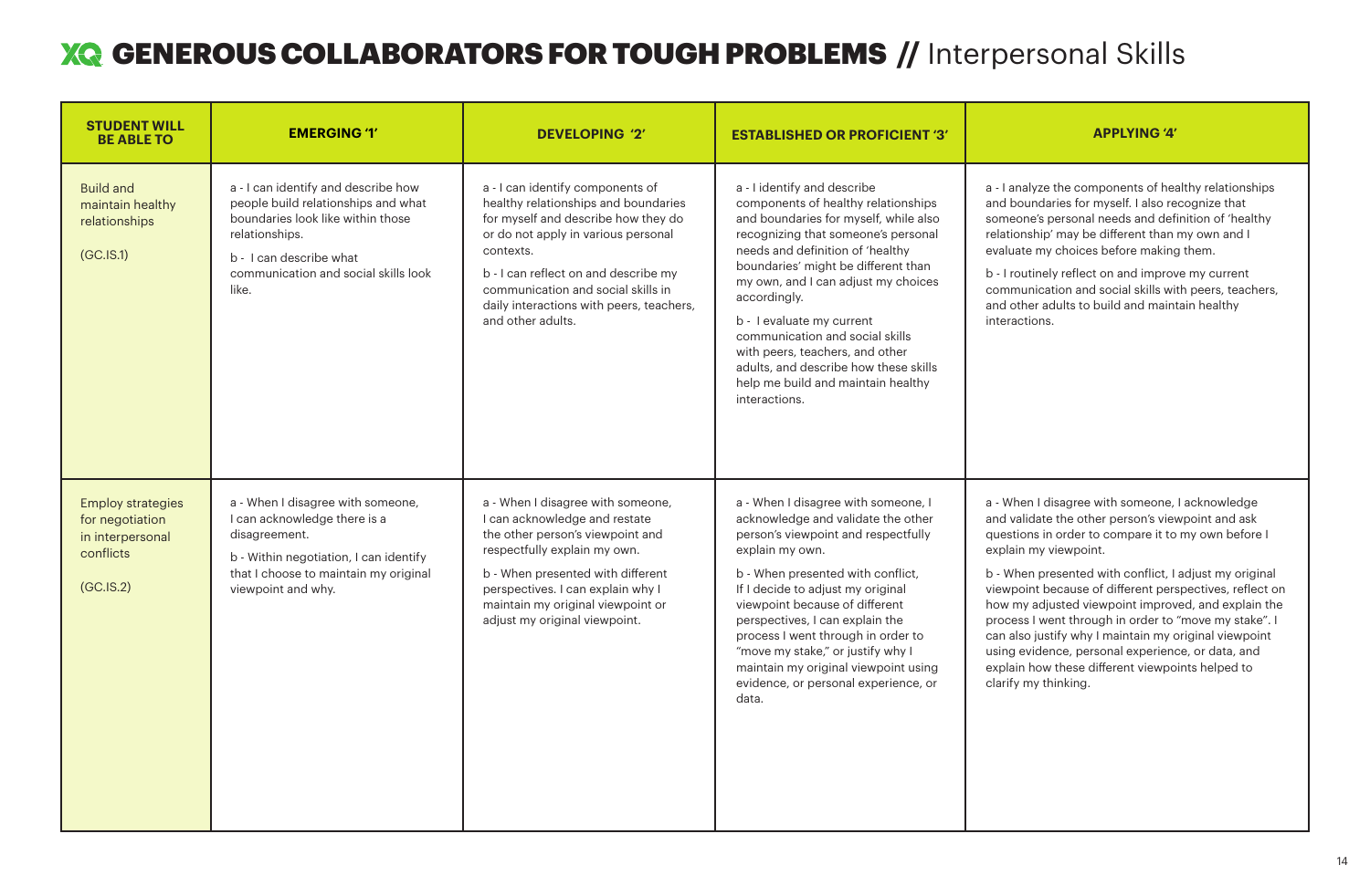# XQ GENEROUS COLLABORATORS FOR TOUGH PROBLEMS // Interpersonal Skills

| STUDENT WILL BE ABLE TO | EMERGING '1' | DEVELOPING '2' | ESTABLISHED OR PROFICIENT '3' | APPLYING '4' |
|---|---|---|---|---|
| Build and maintain healthy relationships<br><br>(GC.IS.1) | a - I can identify and describe how people build relationships and what boundaries look like within those relationships.<br><br>b - I can describe what communication and social skills look like. | a - I can identify components of healthy relationships and boundaries for myself and describe how they do or do not apply in various personal contexts.<br><br>b - I can reflect on and describe my communication and social skills in daily interactions with peers, teachers, and other adults. | a - I identify and describe components of healthy relationships and boundaries for myself, while also recognizing that someone's personal needs and definition of 'healthy boundaries' might be different than my own, and I can adjust my choices accordingly.<br><br>b - I evaluate my current communication and social skills with peers, teachers, and other adults, and describe how these skills help me build and maintain healthy interactions. | a - I analyze the components of healthy relationships and boundaries for myself. I also recognize that someone's personal needs and definition of 'healthy relationship' may be different than my own and I evaluate my choices before making them.<br><br>b - I routinely reflect on and improve my current communication and social skills with peers, teachers, and other adults to build and maintain healthy interactions. |
| Employ strategies for negotiation in interpersonal conflicts<br><br>(GC.IS.2) | a - When I disagree with someone, I can acknowledge there is a disagreement.<br><br>b - Within negotiation, I can identify that I choose to maintain my original viewpoint and why. | a - When I disagree with someone, I can acknowledge and restate the other person's viewpoint and respectfully explain my own.<br><br>b - When presented with different perspectives. I can explain why I maintain my original viewpoint or adjust my original viewpoint. | a - When I disagree with someone, I acknowledge and validate the other person's viewpoint and respectfully explain my own.<br><br>b - When presented with conflict, If I decide to adjust my original viewpoint because of different perspectives, I can explain the process I went through in order to "move my stake," or justify why I maintain my original viewpoint using evidence, or personal experience, or data. | a - When I disagree with someone, I acknowledge and validate the other person's viewpoint and ask questions in order to compare it to my own before I explain my viewpoint.<br><br>b - When presented with conflict, I adjust my original viewpoint because of different perspectives, reflect on how my adjusted viewpoint improved, and explain the process I went through in order to "move my stake". I can also justify why I maintain my original viewpoint using evidence, personal experience, or data, and explain how these different viewpoints helped to clarify my thinking. |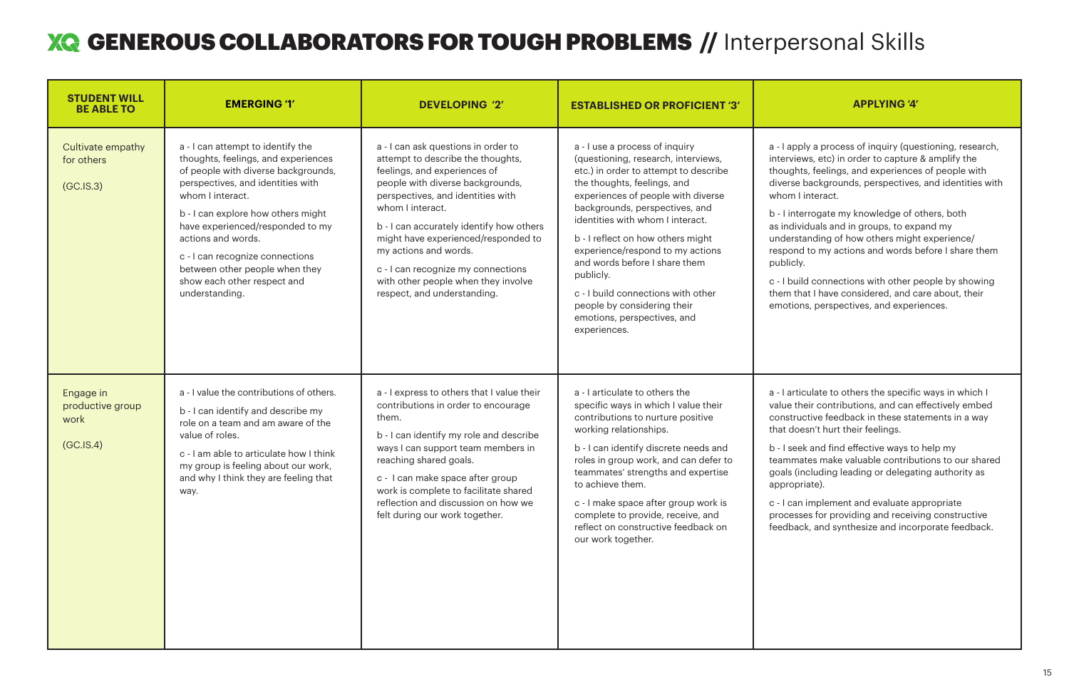# XQ GENEROUS COLLABORATORS FOR TOUGH PROBLEMS // Interpersonal Skills

| STUDENT WILL BE ABLE TO | EMERGING '1' | DEVELOPING '2' | ESTABLISHED OR PROFICIENT '3' | APPLYING '4' |
|---|---|---|---|---|
| Cultivate empathy for others<br><br>(GC.IS.3) | a - I can attempt to identify the thoughts, feelings, and experiences of people with diverse backgrounds, perspectives, and identities with whom I interact.<br><br>b - I can explore how others might have experienced/responded to my actions and words.<br><br>c - I can recognize connections between other people when they show each other respect and understanding. | a - I can ask questions in order to attempt to describe the thoughts, feelings, and experiences of people with diverse backgrounds, perspectives, and identities with whom I interact.<br><br>b - I can accurately identify how others might have experienced/responded to my actions and words.<br><br>c - I can recognize my connections with other people when they involve respect, and understanding. | a - I use a process of inquiry (questioning, research, interviews, etc.) in order to attempt to describe the thoughts, feelings, and experiences of people with diverse backgrounds, perspectives, and identities with whom I interact.<br><br>b - I reflect on how others might experience/respond to my actions and words before I share them publicly.<br><br>c - I build connections with other people by considering their emotions, perspectives, and experiences. | a - I apply a process of inquiry (questioning, research, interviews, etc) in order to capture & amplify the thoughts, feelings, and experiences of people with diverse backgrounds, perspectives, and identities with whom I interact.<br><br>b - I interrogate my knowledge of others, both as individuals and in groups, to expand my understanding of how others might experience/respond to my actions and words before I share them publicly.<br><br>c - I build connections with other people by showing them that I have considered, and care about, their emotions, perspectives, and experiences. |
| Engage in productive group work<br><br>(GC.IS.4) | a - I value the contributions of others.<br><br>b - I can identify and describe my role on a team and am aware of the value of roles.<br><br>c - I am able to articulate how I think my group is feeling about our work, and why I think they are feeling that way. | a - I express to others that I value their contributions in order to encourage them.<br><br>b - I can identify my role and describe ways I can support team members in reaching shared goals.<br><br>c - I can make space after group work is complete to facilitate shared reflection and discussion on how we felt during our work together. | a - I articulate to others the specific ways in which I value their contributions to nurture positive working relationships.<br><br>b - I can identify discrete needs and roles in group work, and can defer to teammates' strengths and expertise to achieve them.<br><br>c - I make space after group work is complete to provide, receive, and reflect on constructive feedback on our work together. | a - I articulate to others the specific ways in which I value their contributions, and can effectively embed constructive feedback in these statements in a way that doesn't hurt their feelings.<br><br>b - I seek and find effective ways to help my teammates make valuable contributions to our shared goals (including leading or delegating authority as appropriate).<br><br>c - I can implement and evaluate appropriate processes for providing and receiving constructive feedback, and synthesize and incorporate feedback. |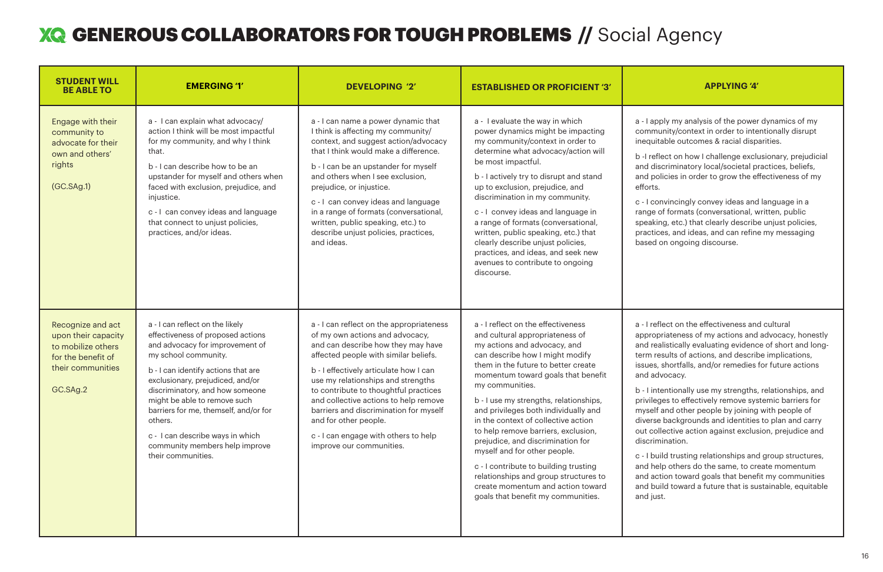# XQ GENEROUS COLLABORATORS FOR TOUGH PROBLEMS // Social Agency

| STUDENT WILL BE ABLE TO | EMERGING '1' | DEVELOPING '2' | ESTABLISHED OR PROFICIENT '3' | APPLYING '4' |
|---|---|---|---|---|
| Engage with their community to advocate for their own and others' rights<br><br>(GC.SAg.1) | a - I can explain what advocacy/action I think will be most impactful for my community, and why I think that.<br><br>b - I can describe how to be an upstander for myself and others when faced with exclusion, prejudice, and injustice.<br><br>c - I can convey ideas and language that connect to unjust policies, practices, and/or ideas. | a - I can name a power dynamic that I think is affecting my community/context, and suggest action/advocacy that I think would make a difference.<br><br>b - I can be an upstander for myself and others when I see exclusion, prejudice, or injustice.<br><br>c - I can convey ideas and language in a range of formats (conversational, written, public speaking, etc.) to describe unjust policies, practices, and ideas. | a - I evaluate the way in which power dynamics might be impacting my community/context in order to determine what advocacy/action will be most impactful.<br><br>b - I actively try to disrupt and stand up to exclusion, prejudice, and discrimination in my community.<br><br>c - I convey ideas and language in a range of formats (conversational, written, public speaking, etc.) that clearly describe unjust policies, practices, and ideas, and seek new avenues to contribute to ongoing discourse. | a - I apply my analysis of the power dynamics of my community/context in order to intentionally disrupt inequitable outcomes & racial disparities.<br><br>b -I reflect on how I challenge exclusionary, prejudicial and discriminatory local/societal practices, beliefs, and policies in order to grow the effectiveness of my efforts.<br><br>c - I convincingly convey ideas and language in a range of formats (conversational, written, public speaking, etc.) that clearly describe unjust policies, practices, and ideas, and can refine my messaging based on ongoing discourse. |
| Recognize and act upon their capacity to mobilize others for the benefit of their communities<br><br>GC.SAg.2 | a - I can reflect on the likely effectiveness of proposed actions and advocacy for improvement of my school community.<br><br>b - I can identify actions that are exclusionary, prejudiced, and/or discriminatory, and how someone might be able to remove such barriers for me, themself, and/or for others.<br><br>c - I can describe ways in which community members help improve their communities. | a - I can reflect on the appropriateness of my own actions and advocacy, and can describe how they may have affected people with similar beliefs.<br><br>b - I effectively articulate how I can use my relationships and strengths to contribute to thoughtful practices and collective actions to help remove barriers and discrimination for myself and for other people.<br><br>c - I can engage with others to help improve our communities. | a - I reflect on the effectiveness and cultural appropriateness of my actions and advocacy, and can describe how I might modify them in the future to better create momentum toward goals that benefit my communities.<br><br>b - I use my strengths, relationships, and privileges both individually and in the context of collective action to help remove barriers, exclusion, prejudice, and discrimination for myself and for other people.<br><br>c - I contribute to building trusting relationships and group structures to create momentum and action toward goals that benefit my communities. | a - I reflect on the effectiveness and cultural appropriateness of my actions and advocacy, honestly and realistically evaluating evidence of short and long-term results of actions, and describe implications, issues, shortfalls, and/or remedies for future actions and advocacy.<br><br>b - I intentionally use my strengths, relationships, and privileges to effectively remove systemic barriers for myself and other people by joining with people of diverse backgrounds and identities to plan and carry out collective action against exclusion, prejudice and discrimination.<br><br>c - I build trusting relationships and group structures, and help others do the same, to create momentum and action toward goals that benefit my communities and build toward a future that is sustainable, equitable and just. |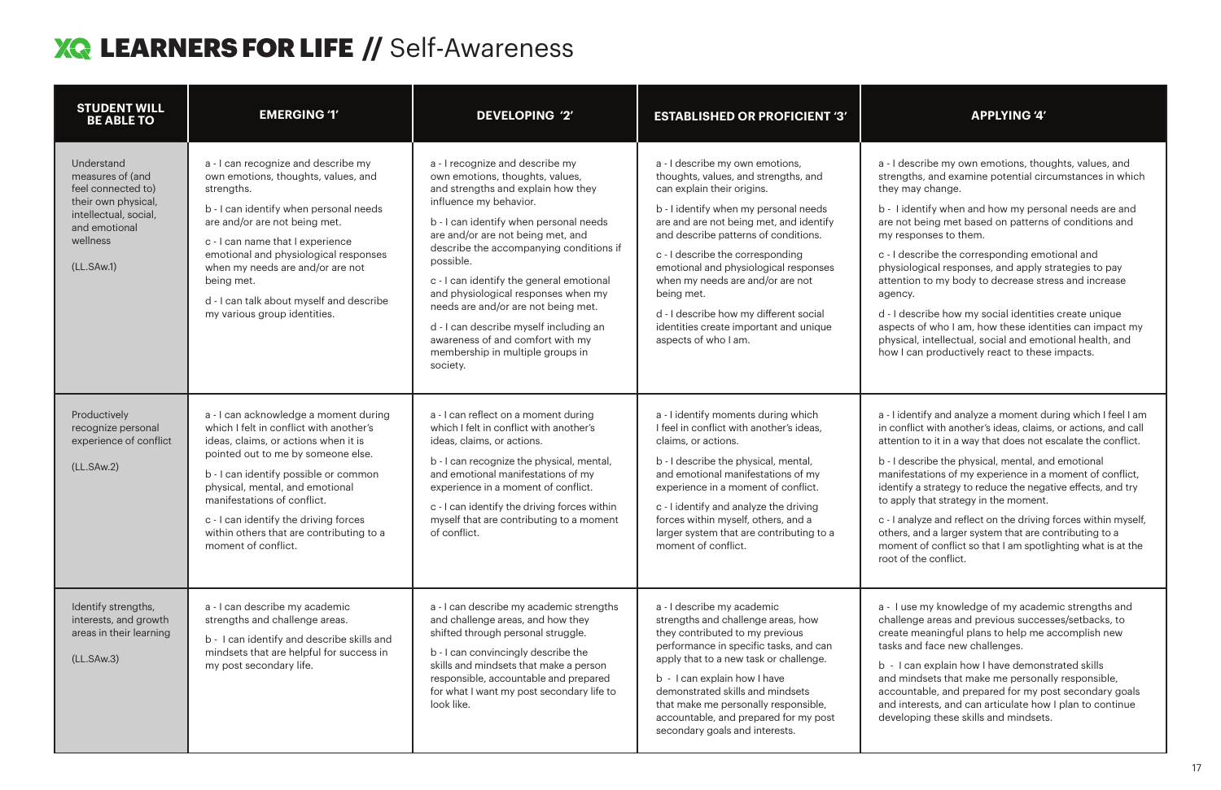# XQ LEARNERS FOR LIFE // Self-Awareness

| STUDENT WILL BE ABLE TO | EMERGING '1' | DEVELOPING '2' | ESTABLISHED OR PROFICIENT '3' | APPLYING '4' |
|---|---|---|---|---|
| Understand measures of (and feel connected to) their own physical, intellectual, social, and emotional wellness<br><br>(LL.SAw.1) | a - I can recognize and describe my own emotions, thoughts, values, and strengths.<br><br>b - I can identify when personal needs are and/or are not being met.<br><br>c - I can name that I experience emotional and physiological responses when my needs are and/or are not being met.<br><br>d - I can talk about myself and describe my various group identities. | a - I recognize and describe my own emotions, thoughts, values, and strengths and explain how they influence my behavior.<br><br>b - I can identify when personal needs are and/or are not being met, and describe the accompanying conditions if possible.<br><br>c - I can identify the general emotional and physiological responses when my needs are and/or are not being met.<br><br>d - I can describe myself including an awareness of and comfort with my membership in multiple groups in society. | a - I describe my own emotions, thoughts, values, and strengths, and can explain their origins.<br><br>b - I identify when my personal needs are and are not being met, and identify and describe patterns of conditions.<br><br>c - I describe the corresponding emotional and physiological responses when my needs are and/or are not being met.<br><br>d - I describe how my different social identities create important and unique aspects of who I am. | a - I describe my own emotions, thoughts, values, and strengths, and examine potential circumstances in which they may change.<br><br>b - I identify when and how my personal needs are and are not being met based on patterns of conditions and my responses to them.<br><br>c - I describe the corresponding emotional and physiological responses, and apply strategies to pay attention to my body to decrease stress and increase agency.<br><br>d - I describe how my social identities create unique aspects of who I am, how these identities can impact my physical, intellectual, social and emotional health, and how I can productively react to these impacts. |
| Productively recognize personal experience of conflict<br><br>(LL.SAw.2) | a - I can acknowledge a moment during which I felt in conflict with another's ideas, claims, or actions when it is pointed out to me by someone else.<br><br>b - I can identify possible or common physical, mental, and emotional manifestations of conflict.<br><br>c - I can identify the driving forces within others that are contributing to a moment of conflict. | a - I can reflect on a moment during which I felt in conflict with another's ideas, claims, or actions.<br><br>b - I can recognize the physical, mental, and emotional manifestations of my experience in a moment of conflict.<br><br>c - I can identify the driving forces within myself that are contributing to a moment of conflict. | a - I identify moments during which I feel in conflict with another's ideas, claims, or actions.<br><br>b - I describe the physical, mental, and emotional manifestations of my experience in a moment of conflict.<br><br>c - I identify and analyze the driving forces within myself, others, and a larger system that are contributing to a moment of conflict. | a - I identify and analyze a moment during which I feel I am in conflict with another's ideas, claims, or actions, and call attention to it in a way that does not escalate the conflict.<br><br>b - I describe the physical, mental, and emotional manifestations of my experience in a moment of conflict, identify a strategy to reduce the negative effects, and try to apply that strategy in the moment.<br><br>c - I analyze and reflect on the driving forces within myself, others, and a larger system that are contributing to a moment of conflict so that I am spotlighting what is at the root of the conflict. |
| Identify strengths, interests, and growth areas in their learning<br><br>(LL.SAw.3) | a - I can describe my academic strengths and challenge areas.<br><br>b - I can identify and describe skills and mindsets that are helpful for success in my post secondary life. | a - I can describe my academic strengths and challenge areas, and how they shifted through personal struggle.<br><br>b - I can convincingly describe the skills and mindsets that make a person responsible, accountable and prepared for what I want my post secondary life to look like. | a - I describe my academic strengths and challenge areas, how they contributed to my previous performance in specific tasks, and can apply that to a new task or challenge.<br><br>b - I can explain how I have demonstrated skills and mindsets that make me personally responsible, accountable, and prepared for my post secondary goals and interests. | a - I use my knowledge of my academic strengths and challenge areas and previous successes/setbacks, to create meaningful plans to help me accomplish new tasks and face new challenges.<br><br>b - I can explain how I have demonstrated skills and mindsets that make me personally responsible, accountable, and prepared for my post secondary goals and interests, and can articulate how I plan to continue developing these skills and mindsets. |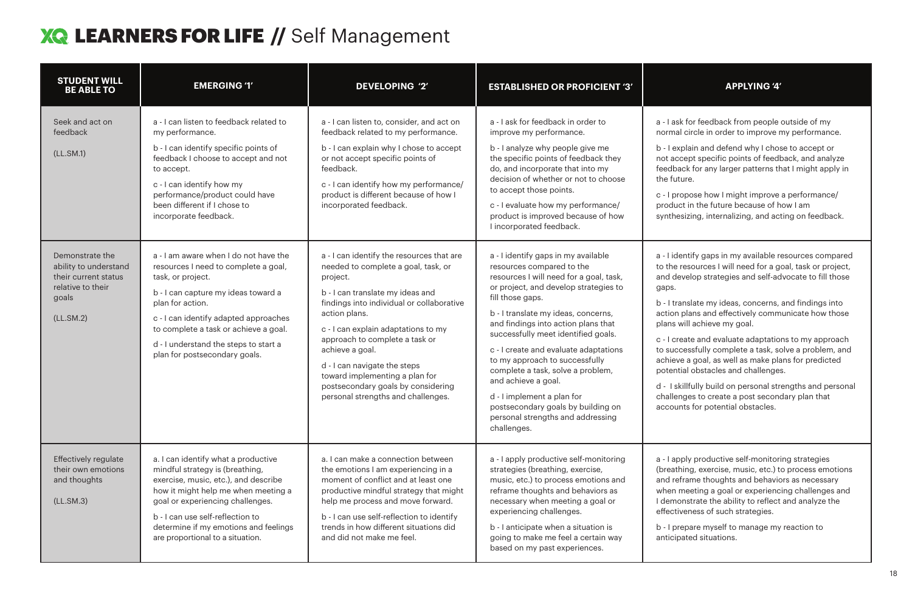# XQ LEARNERS FOR LIFE // Self Management

| STUDENT WILL BE ABLE TO | EMERGING '1' | DEVELOPING '2' | ESTABLISHED OR PROFICIENT '3' | APPLYING '4' |
|---|---|---|---|---|
| Seek and act on feedback<br><br>(LL.SM.1) | a - I can listen to feedback related to my performance.<br>b - I can identify specific points of feedback I choose to accept and not to accept.<br>c - I can identify how my performance/product could have been different if I chose to incorporate feedback. | a - I can listen to, consider, and act on feedback related to my performance.<br>b - I can explain why I chose to accept or not accept specific points of feedback.<br>c - I can identify how my performance/ product is different because of how I incorporated feedback. | a - I ask for feedback in order to improve my performance.<br>b - I analyze why people give me the specific points of feedback they do, and incorporate that into my decision of whether or not to choose to accept those points.<br>c - I evaluate how my performance/ product is improved because of how I incorporated feedback. | a - I ask for feedback from people outside of my normal circle in order to improve my performance.<br>b - I explain and defend why I chose to accept or not accept specific points of feedback, and analyze feedback for any larger patterns that I might apply in the future.<br>c - I propose how I might improve a performance/ product in the future because of how I am synthesizing, internalizing, and acting on feedback. |
| Demonstrate the ability to understand their current status relative to their goals<br><br>(LL.SM.2) | a - I am aware when I do not have the resources I need to complete a goal, task, or project.<br>b - I can capture my ideas toward a plan for action.<br>c - I can identify adapted approaches to complete a task or achieve a goal.<br>d - I understand the steps to start a plan for postsecondary goals. | a - I can identify the resources that are needed to complete a goal, task, or project.<br>b - I can translate my ideas and findings into individual or collaborative action plans.<br>c - I can explain adaptations to my approach to complete a task or achieve a goal.<br>d - I can navigate the steps toward implementing a plan for postsecondary goals by considering personal strengths and challenges. | a - I identify gaps in my available resources compared to the resources I will need for a goal, task, or project, and develop strategies to fill those gaps.<br>b - I translate my ideas, concerns, and findings into action plans that successfully meet identified goals.<br>c - I create and evaluate adaptations to my approach to successfully complete a task, solve a problem, and achieve a goal.<br>d - I implement a plan for postsecondary goals by building on personal strengths and addressing challenges. | a - I identify gaps in my available resources compared to the resources I will need for a goal, task or project, and develop strategies and self-advocate to fill those gaps.<br>b - I translate my ideas, concerns, and findings into action plans and effectively communicate how those plans will achieve my goal.<br>c - I create and evaluate adaptations to my approach to successfully complete a task, solve a problem, and achieve a goal, as well as make plans for predicted potential obstacles and challenges.<br>d - I skillfully build on personal strengths and personal challenges to create a post secondary plan that accounts for potential obstacles. |
| Effectively regulate their own emotions and thoughts<br><br>(LL.SM.3) | a. I can identify what a productive mindful strategy is (breathing, exercise, music, etc.), and describe how it might help me when meeting a goal or experiencing challenges.<br>b - I can use self-reflection to determine if my emotions and feelings are proportional to a situation. | a. I can make a connection between the emotions I am experiencing in a moment of conflict and at least one productive mindful strategy that might help me process and move forward.<br>b - I can use self-reflection to identify trends in how different situations did and did not make me feel. | a - I apply productive self-monitoring strategies (breathing, exercise, music, etc.) to process emotions and reframe thoughts and behaviors as necessary when meeting a goal or experiencing challenges.<br>b - I anticipate when a situation is going to make me feel a certain way based on my past experiences. | a - I apply productive self-monitoring strategies (breathing, exercise, music, etc.) to process emotions and reframe thoughts and behaviors as necessary when meeting a goal or experiencing challenges and I demonstrate the ability to reflect and analyze the effectiveness of such strategies.<br>b - I prepare myself to manage my reaction to anticipated situations. |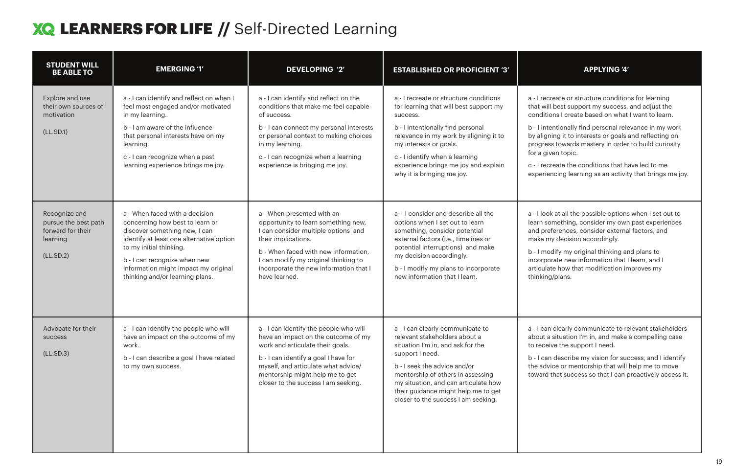# XQ LEARNERS FOR LIFE // Self-Directed Learning

| STUDENT WILL BE ABLE TO | EMERGING '1' | DEVELOPING '2' | ESTABLISHED OR PROFICIENT '3' | APPLYING '4' |
|---|---|---|---|---|
| Explore and use their own sources of motivation<br><br>(LL.SD.1) | a - I can identify and reflect on when I feel most engaged and/or motivated in my learning.<br><br>b - I am aware of the influence that personal interests have on my learning.<br><br>c - I can recognize when a past learning experience brings me joy. | a - I can identify and reflect on the conditions that make me feel capable of success.<br><br>b - I can connect my personal interests or personal context to making choices in my learning.<br><br>c - I can recognize when a learning experience is bringing me joy. | a - I recreate or structure conditions for learning that will best support my success.<br><br>b - I intentionally find personal relevance in my work by aligning it to my interests or goals.<br><br>c - I identify when a learning experience brings me joy and explain why it is bringing me joy. | a - I recreate or structure conditions for learning that will best support my success, and adjust the conditions I create based on what I want to learn.<br><br>b - I intentionally find personal relevance in my work by aligning it to interests or goals and reflecting on progress towards mastery in order to build curiosity for a given topic.<br><br>c - I recreate the conditions that have led to me experiencing learning as an activity that brings me joy. |
| Recognize and pursue the best path forward for their learning<br><br>(LL.SD.2) | a - When faced with a decision concerning how best to learn or discover something new, I can identify at least one alternative option to my initial thinking.<br><br>b - I can recognize when new information might impact my original thinking and/or learning plans. | a - When presented with an opportunity to learn something new, I can consider multiple options and their implications.<br><br>b - When faced with new information, I can modify my original thinking to incorporate the new information that I have learned. | a - I consider and describe all the options when I set out to learn something, consider potential external factors (i.e., timelines or potential interruptions) and make my decision accordingly.<br><br>b - I modify my plans to incorporate new information that I learn. | a - I look at all the possible options when I set out to learn something, consider my own past experiences and preferences, consider external factors, and make my decision accordingly.<br><br>b - I modify my original thinking and plans to incorporate new information that I learn, and I articulate how that modification improves my thinking/plans. |
| Advocate for their success<br><br>(LL.SD.3) | a - I can identify the people who will have an impact on the outcome of my work.<br><br>b - I can describe a goal I have related to my own success. | a - I can identify the people who will have an impact on the outcome of my work and articulate their goals.<br><br>b - I can identify a goal I have for myself, and articulate what advice/mentorship might help me to get closer to the success I am seeking. | a - I can clearly communicate to relevant stakeholders about a situation I'm in, and ask for the support I need.<br><br>b - I seek the advice and/or mentorship of others in assessing my situation, and can articulate how their guidance might help me to get closer to the success I am seeking. | a - I can clearly communicate to relevant stakeholders about a situation I'm in, and make a compelling case to receive the support I need.<br><br>b - I can describe my vision for success, and I identify the advice or mentorship that will help me to move toward that success so that I can proactively access it. |